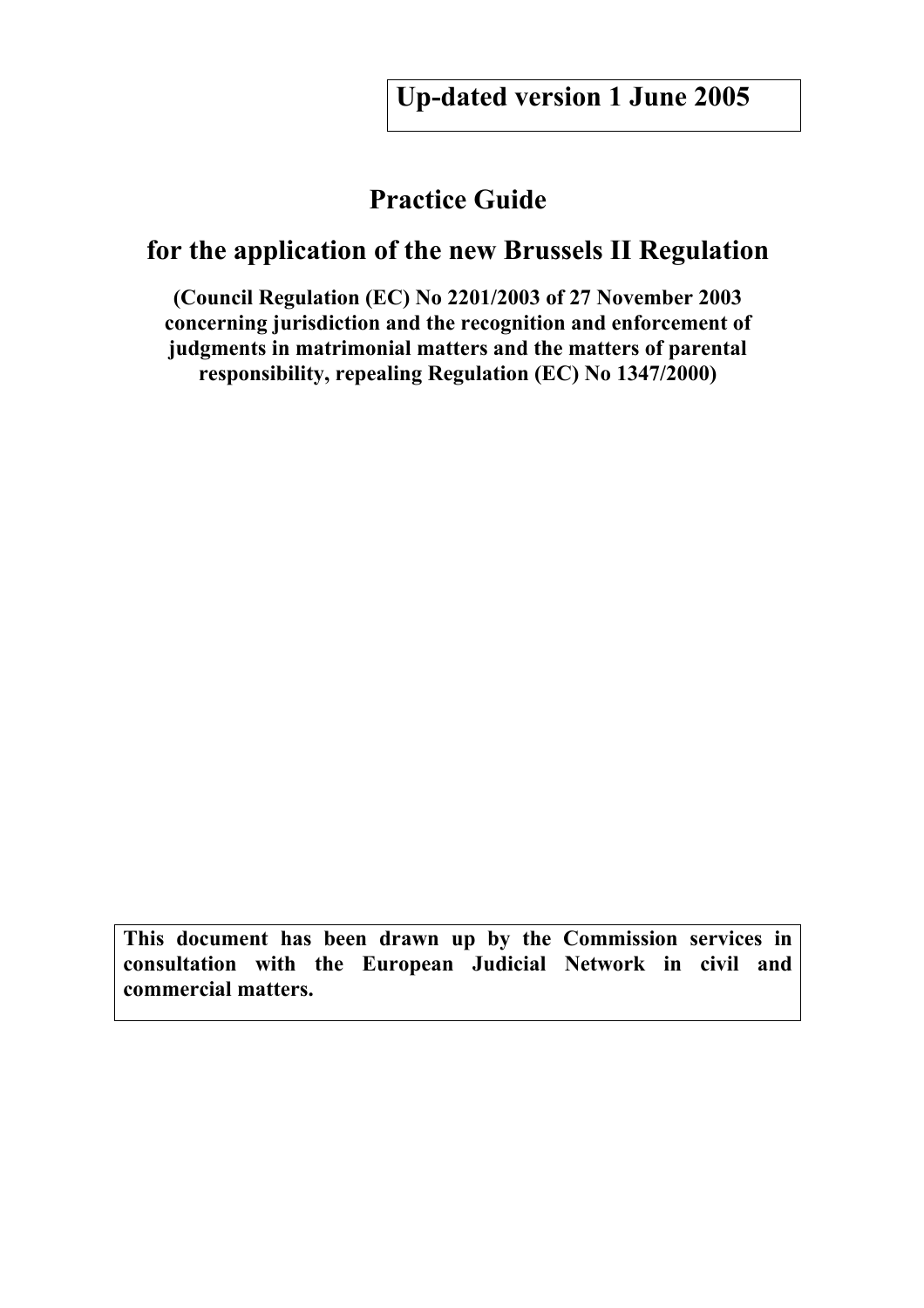**Up-dated version 1 June 2005**

# Practice Guide

## for the application of the new Brussels II Regulation

**(Council Regulation (EC) No 2201/2003 of 27 November 2003 concerning jurisdiction and the recognition and enforcement of judgments in matrimonial matters and the matters of parental responsibility, repealing Regulation (EC) No 1347/2000)**

**This document has been drawn up by the Commission services in consultation with the European Judicial Network in civil and commercial matters.**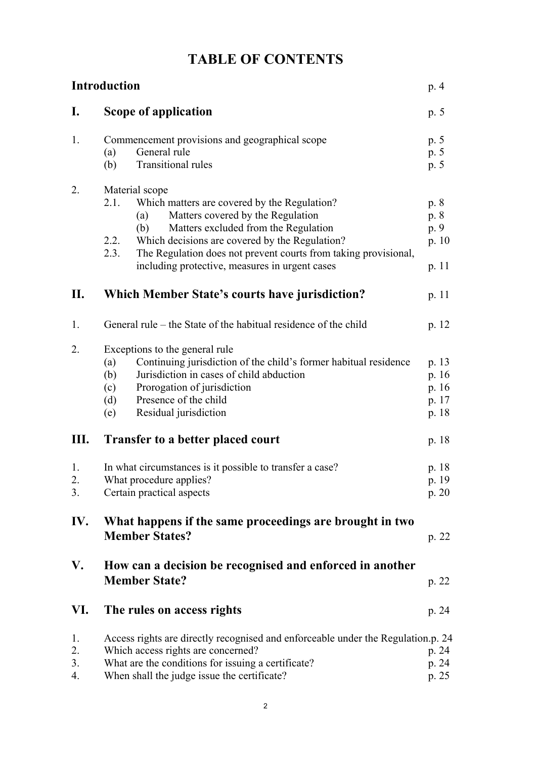# TABLE OF CONTENTS

**Introduction** p. 4

**I. Scope of application** p. 5

1. Commencement provisions and geographical scope p. 5
   - (a) General rule p. 5
   - (b) Transitional rules p. 5

2. Material scope
   - 2.1. Which matters are covered by the Regulation? p. 8
     - (a) Matters covered by the Regulation p. 8
     - (b) Matters excluded from the Regulation p. 9
   - 2.2. Which decisions are covered by the Regulation? p. 10
   - 2.3. The Regulation does not prevent courts from taking provisional, including protective, measures in urgent cases p. 11

**II. Which Member State's courts have jurisdiction?** p. 11

1. General rule – the State of the habitual residence of the child p. 12

2. Exceptions to the general rule
   - (a) Continuing jurisdiction of the child's former habitual residence p. 13
   - (b) Jurisdiction in cases of child abduction p. 16
   - (c) Prorogation of jurisdiction p. 16
   - (d) Presence of the child p. 17
   - (e) Residual jurisdiction p. 18

**III. Transfer to a better placed court** p. 18

1. In what circumstances is it possible to transfer a case? p. 18
2. What procedure applies? p. 19
3. Certain practical aspects p. 20

**IV. What happens if the same proceedings are brought in two Member States?** p. 22

**V. How can a decision be recognised and enforced in another Member State?** p. 22

**VI. The rules on access rights** p. 24

1. Access rights are directly recognised and enforceable under the Regulation. p. 24
2. Which access rights are concerned? p. 24
3. What are the conditions for issuing a certificate? p. 24
4. When shall the judge issue the certificate? p. 25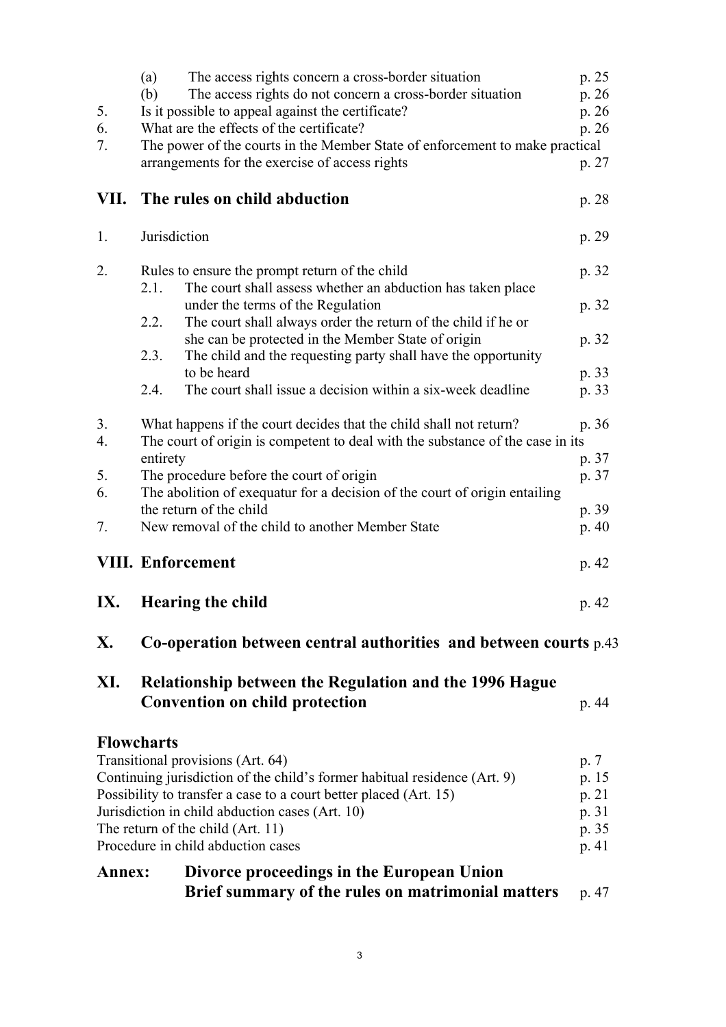(a) The access rights concern a cross-border situation p. 25
(b) The access rights do not concern a cross-border situation p. 26

5. Is it possible to appeal against the certificate? p. 26
6. What are the effects of the certificate? p. 26
7. The power of the courts in the Member State of enforcement to make practical arrangements for the exercise of access rights p. 27

## VII. The rules on child abduction p. 28

1. Jurisdiction p. 29

2. Rules to ensure the prompt return of the child p. 32
   - 2.1. The court shall assess whether an abduction has taken place under the terms of the Regulation p. 32
   - 2.2. The court shall always order the return of the child if he or she can be protected in the Member State of origin p. 32
   - 2.3. The child and the requesting party shall have the opportunity to be heard p. 33
   - 2.4. The court shall issue a decision within a six-week deadline p. 33

3. What happens if the court decides that the child shall not return? p. 36
4. The court of origin is competent to deal with the substance of the case in its entirety p. 37
5. The procedure before the court of origin p. 37
6. The abolition of exequatur for a decision of the court of origin entailing the return of the child p. 39
7. New removal of the child to another Member State p. 40

## VIII. Enforcement p. 42

## IX. Hearing the child p. 42

## X. Co-operation between central authorities and between courts p.43

## XI. Relationship between the Regulation and the 1996 Hague Convention on child protection p. 44

### Flowcharts

Transitional provisions (Art. 64) p. 7
Continuing jurisdiction of the child's former habitual residence (Art. 9) p. 15
Possibility to transfer a case to a court better placed (Art. 15) p. 21
Jurisdiction in child abduction cases (Art. 10) p. 31
The return of the child (Art. 11) p. 35
Procedure in child abduction cases p. 41

### Annex: Divorce proceedings in the European Union Brief summary of the rules on matrimonial matters p. 47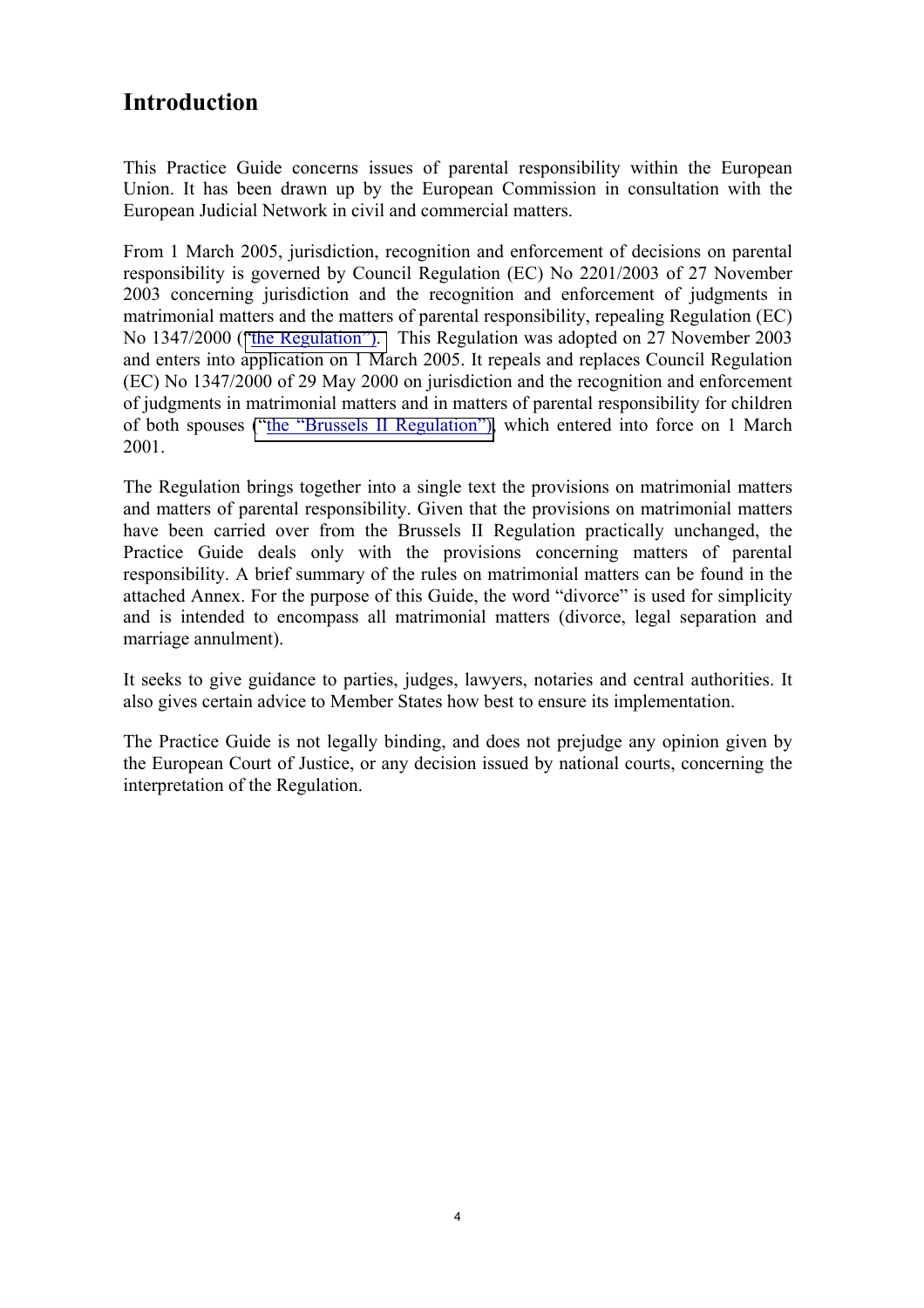## Introduction

This Practice Guide concerns issues of parental responsibility within the European Union. It has been drawn up by the European Commission in consultation with the European Judicial Network in civil and commercial matters.

From 1 March 2005, jurisdiction, recognition and enforcement of decisions on parental responsibility is governed by Council Regulation (EC) No 2201/2003 of 27 November 2003 concerning jurisdiction and the recognition and enforcement of judgments in matrimonial matters and the matters of parental responsibility, repealing Regulation (EC) No 1347/2000 ("the Regulation"). This Regulation was adopted on 27 November 2003 and enters into application on 1 March 2005. It repeals and replaces Council Regulation (EC) No 1347/2000 of 29 May 2000 on jurisdiction and the recognition and enforcement of judgments in matrimonial matters and in matters of parental responsibility for children of both spouses ("the "Brussels II Regulation"), which entered into force on 1 March 2001.

The Regulation brings together into a single text the provisions on matrimonial matters and matters of parental responsibility. Given that the provisions on matrimonial matters have been carried over from the Brussels II Regulation practically unchanged, the Practice Guide deals only with the provisions concerning matters of parental responsibility. A brief summary of the rules on matrimonial matters can be found in the attached Annex. For the purpose of this Guide, the word "divorce" is used for simplicity and is intended to encompass all matrimonial matters (divorce, legal separation and marriage annulment).

It seeks to give guidance to parties, judges, lawyers, notaries and central authorities. It also gives certain advice to Member States how best to ensure its implementation.

The Practice Guide is not legally binding, and does not prejudge any opinion given by the European Court of Justice, or any decision issued by national courts, concerning the interpretation of the Regulation.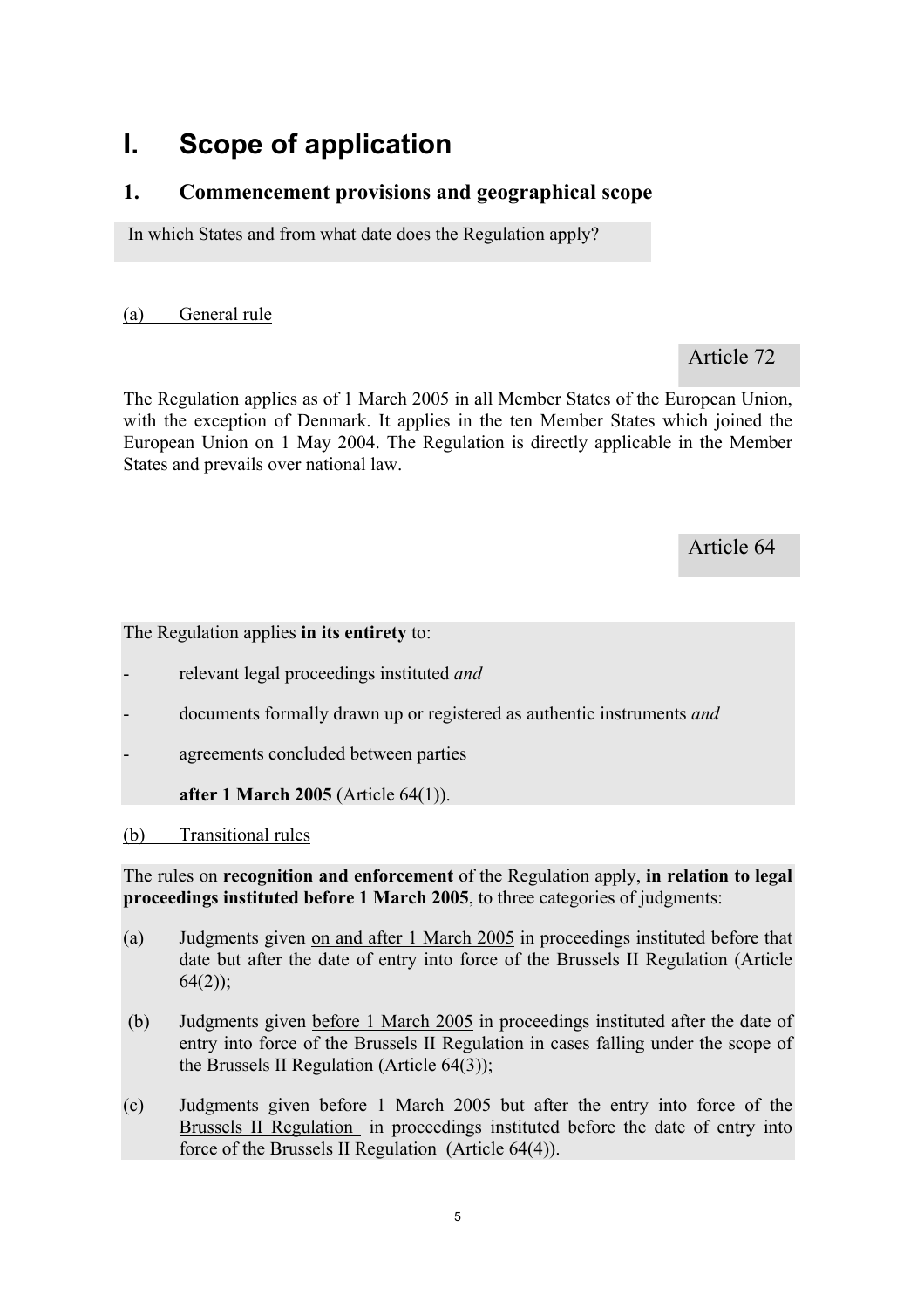# I. Scope of application

## 1. Commencement provisions and geographical scope

In which States and from what date does the Regulation apply?

(a) General rule

Article 72

The Regulation applies as of 1 March 2005 in all Member States of the European Union, with the exception of Denmark. It applies in the ten Member States which joined the European Union on 1 May 2004. The Regulation is directly applicable in the Member States and prevails over national law.

Article 64

The Regulation applies **in its entirety** to:

- relevant legal proceedings instituted *and*
- documents formally drawn up or registered as authentic instruments *and*
- agreements concluded between parties

**after 1 March 2005** (Article 64(1)).

(b) Transitional rules

The rules on **recognition and enforcement** of the Regulation apply, **in relation to legal proceedings instituted before 1 March 2005**, to three categories of judgments:

(a) Judgments given on and after 1 March 2005 in proceedings instituted before that date but after the date of entry into force of the Brussels II Regulation (Article 64(2));

(b) Judgments given before 1 March 2005 in proceedings instituted after the date of entry into force of the Brussels II Regulation in cases falling under the scope of the Brussels II Regulation (Article 64(3));

(c) Judgments given before 1 March 2005 but after the entry into force of the Brussels II Regulation in proceedings instituted before the date of entry into force of the Brussels II Regulation (Article 64(4)).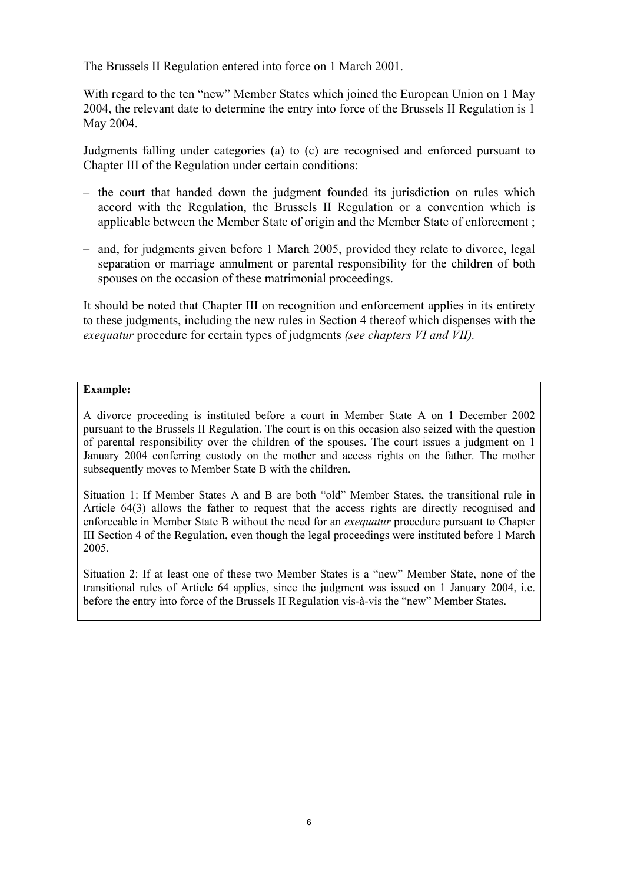The Brussels II Regulation entered into force on 1 March 2001.

With regard to the ten "new" Member States which joined the European Union on 1 May 2004, the relevant date to determine the entry into force of the Brussels II Regulation is 1 May 2004.

Judgments falling under categories (a) to (c) are recognised and enforced pursuant to Chapter III of the Regulation under certain conditions:

– the court that handed down the judgment founded its jurisdiction on rules which accord with the Regulation, the Brussels II Regulation or a convention which is applicable between the Member State of origin and the Member State of enforcement ;

– and, for judgments given before 1 March 2005, provided they relate to divorce, legal separation or marriage annulment or parental responsibility for the children of both spouses on the occasion of these matrimonial proceedings.

It should be noted that Chapter III on recognition and enforcement applies in its entirety to these judgments, including the new rules in Section 4 thereof which dispenses with the *exequatur* procedure for certain types of judgments *(see chapters VI and VII).*

**Example:**

A divorce proceeding is instituted before a court in Member State A on 1 December 2002 pursuant to the Brussels II Regulation. The court is on this occasion also seized with the question of parental responsibility over the children of the spouses. The court issues a judgment on 1 January 2004 conferring custody on the mother and access rights on the father. The mother subsequently moves to Member State B with the children.

Situation 1: If Member States A and B are both "old" Member States, the transitional rule in Article 64(3) allows the father to request that the access rights are directly recognised and enforceable in Member State B without the need for an *exequatur* procedure pursuant to Chapter III Section 4 of the Regulation, even though the legal proceedings were instituted before 1 March 2005.

Situation 2: If at least one of these two Member States is a "new" Member State, none of the transitional rules of Article 64 applies, since the judgment was issued on 1 January 2004, i.e. before the entry into force of the Brussels II Regulation vis-à-vis the "new" Member States.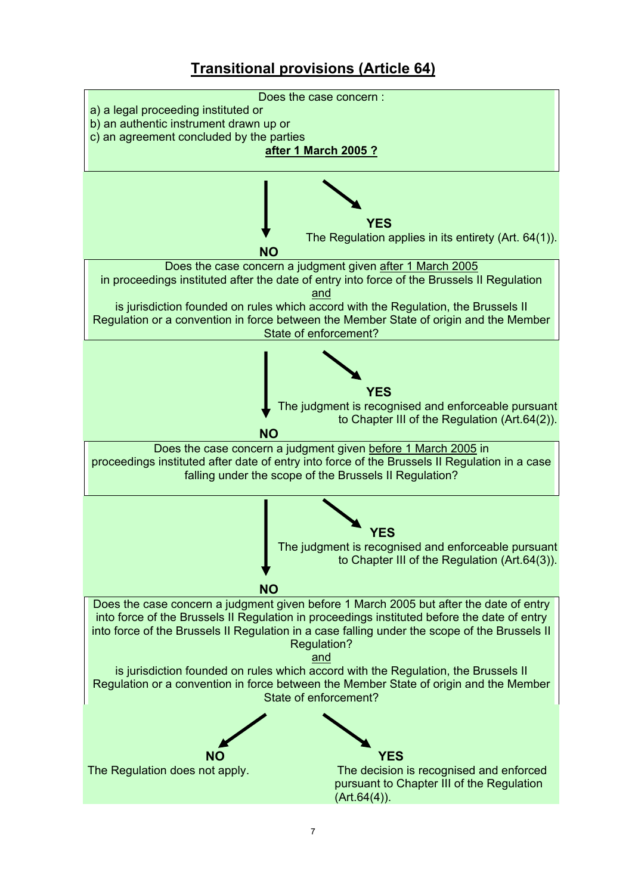# <u>Transitional provisions (Article 64)</u>

Does the case concern :

a) a legal proceeding instituted or
b) an authentic instrument drawn up or
c) an agreement concluded by the parties

**<u>after 1 March 2005 ?</u>**

**YES**
The Regulation applies in its entirety (Art. 64(1)).

**NO**

Does the case concern a judgment given <u>after 1 March 2005</u> in proceedings instituted after the date of entry into force of the Brussels II Regulation <u>and</u> is jurisdiction founded on rules which accord with the Regulation, the Brussels II Regulation or a convention in force between the Member State of origin and the Member State of enforcement?

**YES**
The judgment is recognised and enforceable pursuant to Chapter III of the Regulation (Art.64(2)).

**NO**

Does the case concern a judgment given <u>before 1 March 2005</u> in proceedings instituted after date of entry into force of the Brussels II Regulation in a case falling under the scope of the Brussels II Regulation?

**YES**
The judgment is recognised and enforceable pursuant to Chapter III of the Regulation (Art.64(3)).

**NO**

Does the case concern a judgment given before 1 March 2005 but after the date of entry into force of the Brussels II Regulation in proceedings instituted before the date of entry into force of the Brussels II Regulation in a case falling under the scope of the Brussels II Regulation?
<u>and</u>
is jurisdiction founded on rules which accord with the Regulation, the Brussels II Regulation or a convention in force between the Member State of origin and the Member State of enforcement?

**NO**
The Regulation does not apply.

**YES**
The decision is recognised and enforced pursuant to Chapter III of the Regulation (Art.64(4)).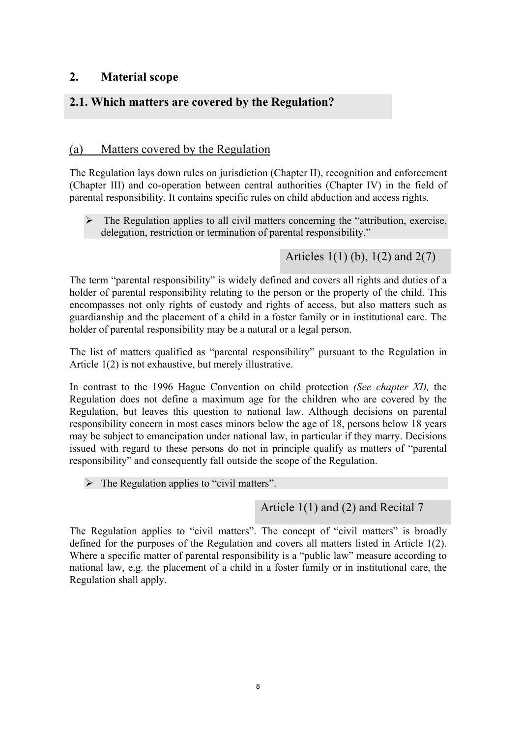## 2. Material scope

### 2.1. Which matters are covered by the Regulation?

#### (a) Matters covered by the Regulation

The Regulation lays down rules on jurisdiction (Chapter II), recognition and enforcement (Chapter III) and co-operation between central authorities (Chapter IV) in the field of parental responsibility. It contains specific rules on child abduction and access rights.

- The Regulation applies to all civil matters concerning the "attribution, exercise, delegation, restriction or termination of parental responsibility."

Articles 1(1) (b), 1(2) and 2(7)

The term "parental responsibility" is widely defined and covers all rights and duties of a holder of parental responsibility relating to the person or the property of the child. This encompasses not only rights of custody and rights of access, but also matters such as guardianship and the placement of a child in a foster family or in institutional care. The holder of parental responsibility may be a natural or a legal person.

The list of matters qualified as "parental responsibility" pursuant to the Regulation in Article 1(2) is not exhaustive, but merely illustrative.

In contrast to the 1996 Hague Convention on child protection *(See chapter XI),* the Regulation does not define a maximum age for the children who are covered by the Regulation, but leaves this question to national law. Although decisions on parental responsibility concern in most cases minors below the age of 18, persons below 18 years may be subject to emancipation under national law, in particular if they marry. Decisions issued with regard to these persons do not in principle qualify as matters of "parental responsibility" and consequently fall outside the scope of the Regulation.

- The Regulation applies to "civil matters".

Article 1(1) and (2) and Recital 7

The Regulation applies to "civil matters". The concept of "civil matters" is broadly defined for the purposes of the Regulation and covers all matters listed in Article 1(2). Where a specific matter of parental responsibility is a "public law" measure according to national law, e.g. the placement of a child in a foster family or in institutional care, the Regulation shall apply.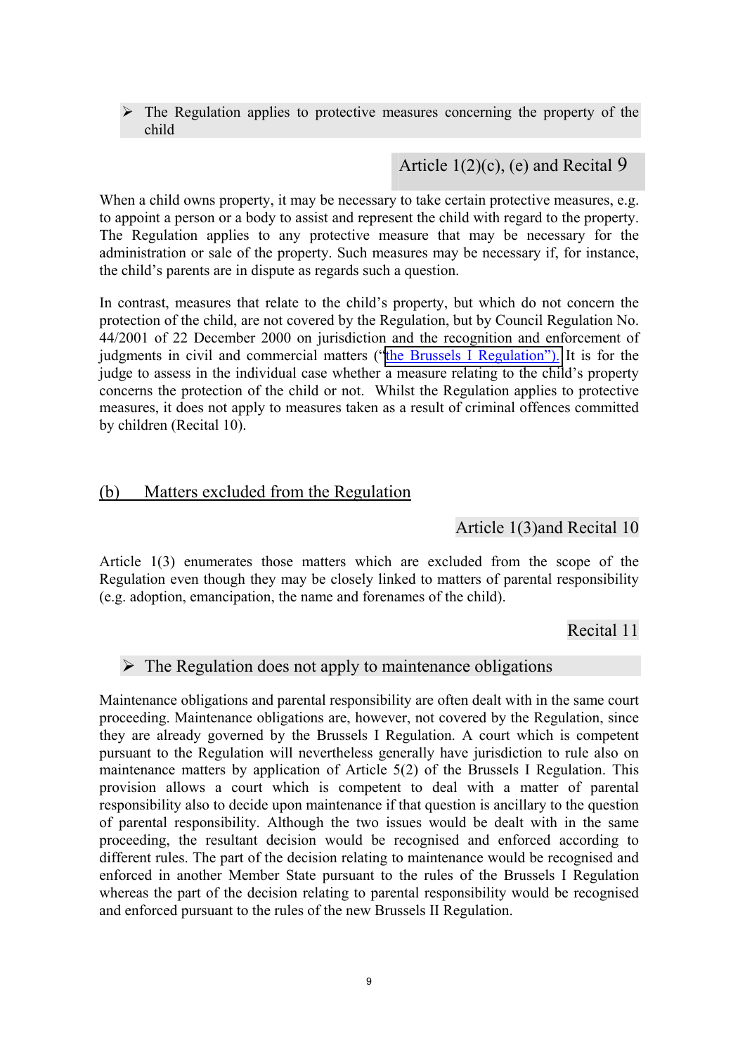> ➢ The Regulation applies to protective measures concerning the property of the child

Article 1(2)(c), (e) and Recital 9

When a child owns property, it may be necessary to take certain protective measures, e.g. to appoint a person or a body to assist and represent the child with regard to the property. The Regulation applies to any protective measure that may be necessary for the administration or sale of the property. Such measures may be necessary if, for instance, the child's parents are in dispute as regards such a question.

In contrast, measures that relate to the child's property, but which do not concern the protection of the child, are not covered by the Regulation, but by Council Regulation No. 44/2001 of 22 December 2000 on jurisdiction and the recognition and enforcement of judgments in civil and commercial matters ("the Brussels I Regulation"). It is for the judge to assess in the individual case whether a measure relating to the child's property concerns the protection of the child or not. Whilst the Regulation applies to protective measures, it does not apply to measures taken as a result of criminal offences committed by children (Recital 10).

## (b) Matters excluded from the Regulation

Article 1(3)and Recital 10

Article 1(3) enumerates those matters which are excluded from the scope of the Regulation even though they may be closely linked to matters of parental responsibility (e.g. adoption, emancipation, the name and forenames of the child).

Recital 11

> ➢ The Regulation does not apply to maintenance obligations

Maintenance obligations and parental responsibility are often dealt with in the same court proceeding. Maintenance obligations are, however, not covered by the Regulation, since they are already governed by the Brussels I Regulation. A court which is competent pursuant to the Regulation will nevertheless generally have jurisdiction to rule also on maintenance matters by application of Article 5(2) of the Brussels I Regulation. This provision allows a court which is competent to deal with a matter of parental responsibility also to decide upon maintenance if that question is ancillary to the question of parental responsibility. Although the two issues would be dealt with in the same proceeding, the resultant decision would be recognised and enforced according to different rules. The part of the decision relating to maintenance would be recognised and enforced in another Member State pursuant to the rules of the Brussels I Regulation whereas the part of the decision relating to parental responsibility would be recognised and enforced pursuant to the rules of the new Brussels II Regulation.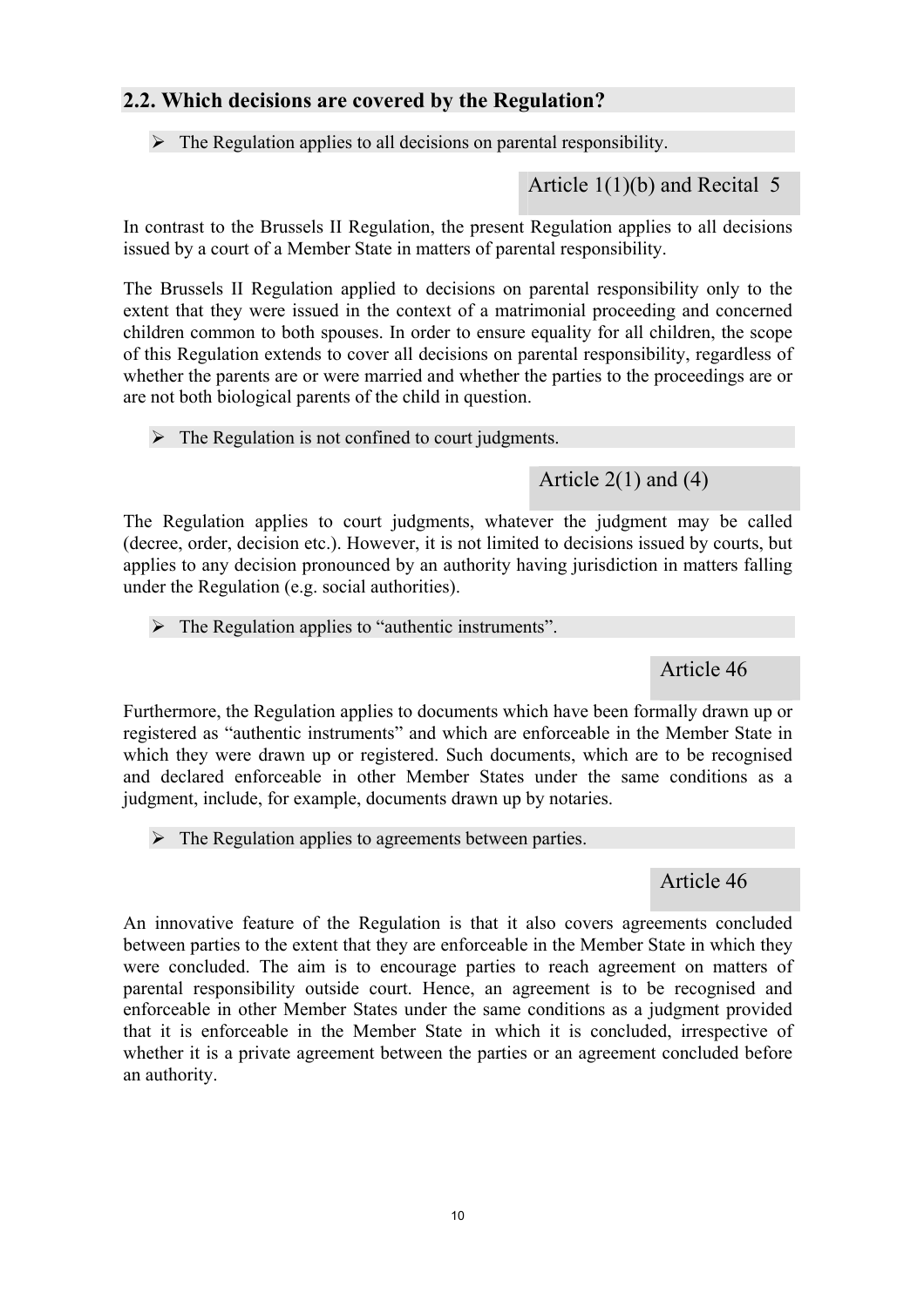## 2.2. Which decisions are covered by the Regulation?

- The Regulation applies to all decisions on parental responsibility.

Article 1(1)(b) and Recital 5

In contrast to the Brussels II Regulation, the present Regulation applies to all decisions issued by a court of a Member State in matters of parental responsibility.

The Brussels II Regulation applied to decisions on parental responsibility only to the extent that they were issued in the context of a matrimonial proceeding and concerned children common to both spouses. In order to ensure equality for all children, the scope of this Regulation extends to cover all decisions on parental responsibility, regardless of whether the parents are or were married and whether the parties to the proceedings are or are not both biological parents of the child in question.

- The Regulation is not confined to court judgments.

Article 2(1) and (4)

The Regulation applies to court judgments, whatever the judgment may be called (decree, order, decision etc.). However, it is not limited to decisions issued by courts, but applies to any decision pronounced by an authority having jurisdiction in matters falling under the Regulation (e.g. social authorities).

- The Regulation applies to "authentic instruments".

Article 46

Furthermore, the Regulation applies to documents which have been formally drawn up or registered as "authentic instruments" and which are enforceable in the Member State in which they were drawn up or registered. Such documents, which are to be recognised and declared enforceable in other Member States under the same conditions as a judgment, include, for example, documents drawn up by notaries.

- The Regulation applies to agreements between parties.

Article 46

An innovative feature of the Regulation is that it also covers agreements concluded between parties to the extent that they are enforceable in the Member State in which they were concluded. The aim is to encourage parties to reach agreement on matters of parental responsibility outside court. Hence, an agreement is to be recognised and enforceable in other Member States under the same conditions as a judgment provided that it is enforceable in the Member State in which it is concluded, irrespective of whether it is a private agreement between the parties or an agreement concluded before an authority.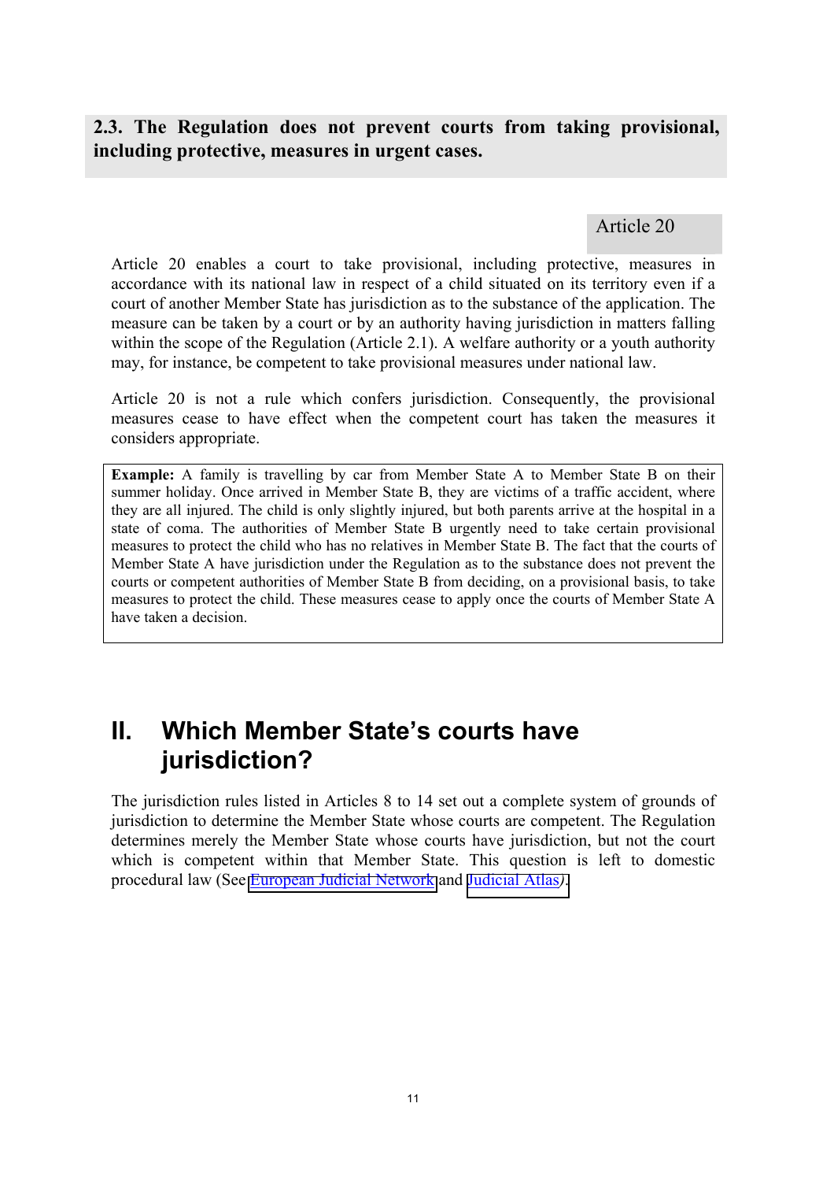## 2.3. The Regulation does not prevent courts from taking provisional, including protective, measures in urgent cases.

Article 20

Article 20 enables a court to take provisional, including protective, measures in accordance with its national law in respect of a child situated on its territory even if a court of another Member State has jurisdiction as to the substance of the application. The measure can be taken by a court or by an authority having jurisdiction in matters falling within the scope of the Regulation (Article 2.1). A welfare authority or a youth authority may, for instance, be competent to take provisional measures under national law.

Article 20 is not a rule which confers jurisdiction. Consequently, the provisional measures cease to have effect when the competent court has taken the measures it considers appropriate.

> **Example:** A family is travelling by car from Member State A to Member State B on their summer holiday. Once arrived in Member State B, they are victims of a traffic accident, where they are all injured. The child is only slightly injured, but both parents arrive at the hospital in a state of coma. The authorities of Member State B urgently need to take certain provisional measures to protect the child who has no relatives in Member State B. The fact that the courts of Member State A have jurisdiction under the Regulation as to the substance does not prevent the courts or competent authorities of Member State B from deciding, on a provisional basis, to take measures to protect the child. These measures cease to apply once the courts of Member State A have taken a decision.

# II. Which Member State's courts have jurisdiction?

The jurisdiction rules listed in Articles 8 to 14 set out a complete system of grounds of jurisdiction to determine the Member State whose courts are competent. The Regulation determines merely the Member State whose courts have jurisdiction, but not the court which is competent within that Member State. This question is left to domestic procedural law (See European Judicial Network and Judicial Atlas).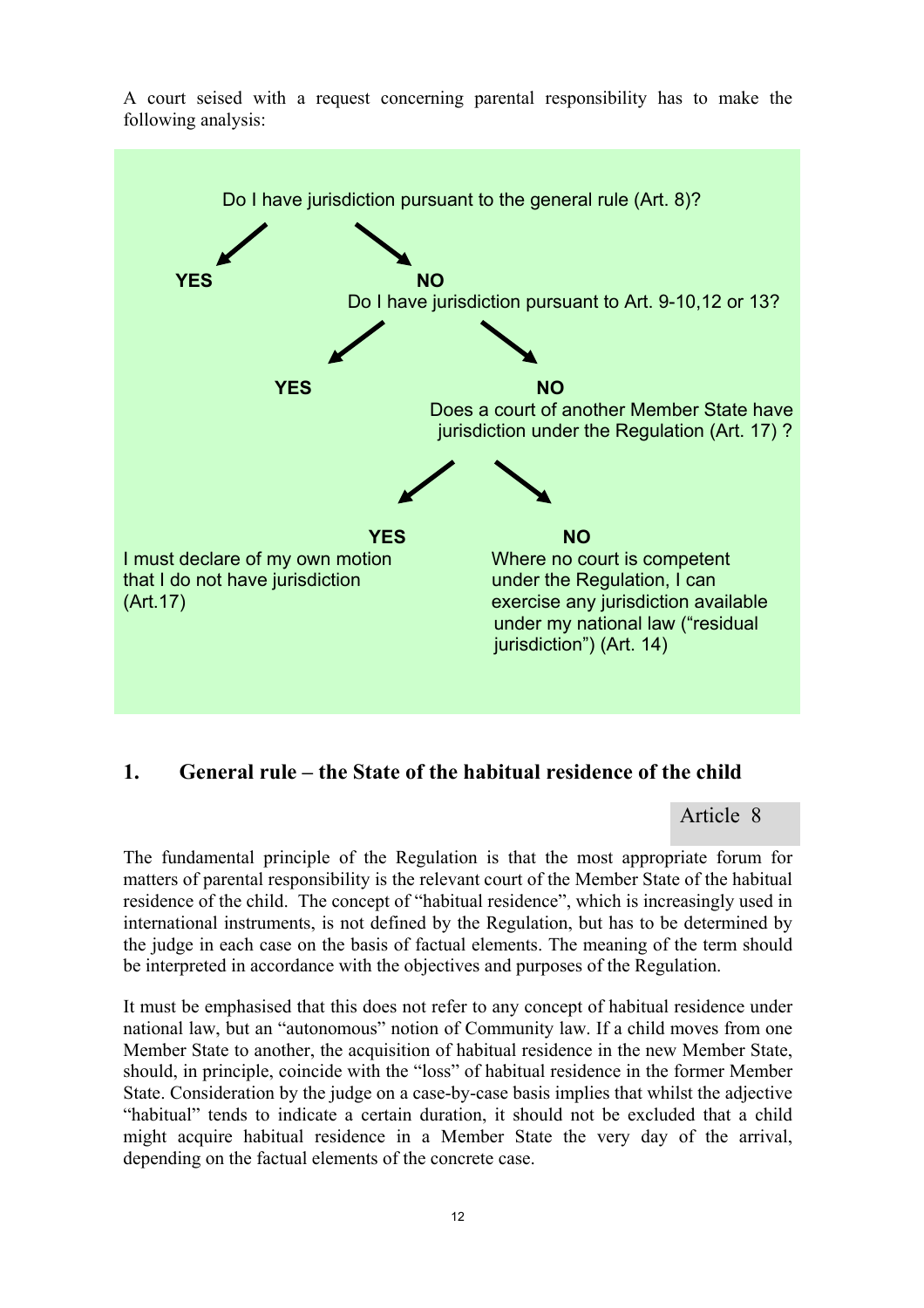A court seised with a request concerning parental responsibility has to make the following analysis:

Do I have jurisdiction pursuant to the general rule (Art. 8)?

- **YES**
- **NO**
  Do I have jurisdiction pursuant to Art. 9-10,12 or 13?
  - **YES**
  - **NO**
    Does a court of another Member State have jurisdiction under the Regulation (Art. 17) ?
    - **YES**
      I must declare of my own motion that I do not have jurisdiction (Art.17)
    - **NO**
      Where no court is competent under the Regulation, I can exercise any jurisdiction available under my national law ("residual jurisdiction") (Art. 14)

## 1. General rule – the State of the habitual residence of the child

Article 8

The fundamental principle of the Regulation is that the most appropriate forum for matters of parental responsibility is the relevant court of the Member State of the habitual residence of the child. The concept of "habitual residence", which is increasingly used in international instruments, is not defined by the Regulation, but has to be determined by the judge in each case on the basis of factual elements. The meaning of the term should be interpreted in accordance with the objectives and purposes of the Regulation.

It must be emphasised that this does not refer to any concept of habitual residence under national law, but an "autonomous" notion of Community law. If a child moves from one Member State to another, the acquisition of habitual residence in the new Member State, should, in principle, coincide with the "loss" of habitual residence in the former Member State. Consideration by the judge on a case-by-case basis implies that whilst the adjective "habitual" tends to indicate a certain duration, it should not be excluded that a child might acquire habitual residence in a Member State the very day of the arrival, depending on the factual elements of the concrete case.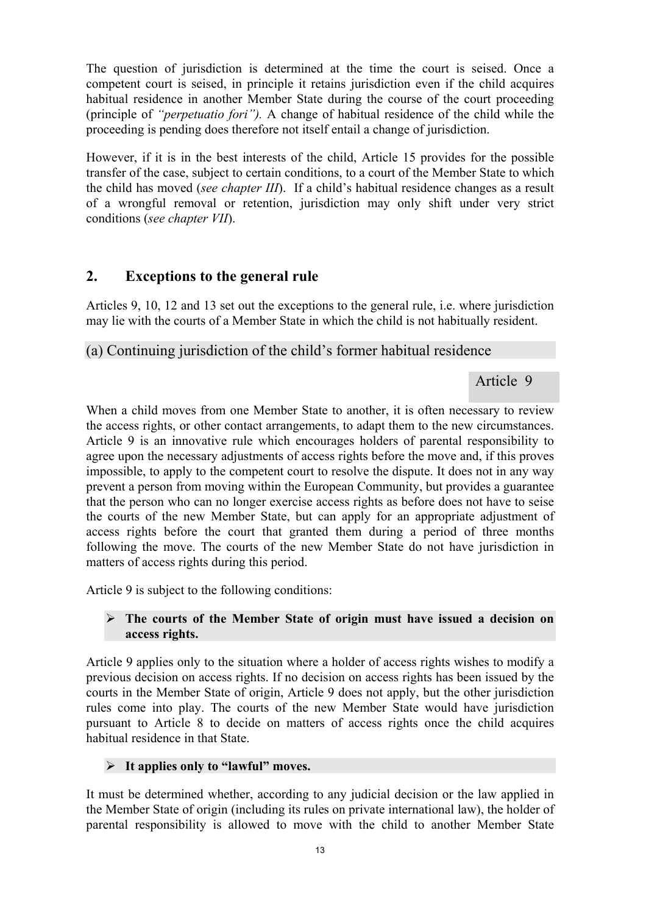The question of jurisdiction is determined at the time the court is seised. Once a competent court is seised, in principle it retains jurisdiction even if the child acquires habitual residence in another Member State during the course of the court proceeding (principle of *"perpetuatio fori")*. A change of habitual residence of the child while the proceeding is pending does therefore not itself entail a change of jurisdiction.

However, if it is in the best interests of the child, Article 15 provides for the possible transfer of the case, subject to certain conditions, to a court of the Member State to which the child has moved (*see chapter III*). If a child's habitual residence changes as a result of a wrongful removal or retention, jurisdiction may only shift under very strict conditions (*see chapter VII*).

## 2. Exceptions to the general rule

Articles 9, 10, 12 and 13 set out the exceptions to the general rule, i.e. where jurisdiction may lie with the courts of a Member State in which the child is not habitually resident.

### (a) Continuing jurisdiction of the child's former habitual residence

Article 9

When a child moves from one Member State to another, it is often necessary to review the access rights, or other contact arrangements, to adapt them to the new circumstances. Article 9 is an innovative rule which encourages holders of parental responsibility to agree upon the necessary adjustments of access rights before the move and, if this proves impossible, to apply to the competent court to resolve the dispute. It does not in any way prevent a person from moving within the European Community, but provides a guarantee that the person who can no longer exercise access rights as before does not have to seise the courts of the new Member State, but can apply for an appropriate adjustment of access rights before the court that granted them during a period of three months following the move. The courts of the new Member State do not have jurisdiction in matters of access rights during this period.

Article 9 is subject to the following conditions:

- **The courts of the Member State of origin must have issued a decision on access rights.**

Article 9 applies only to the situation where a holder of access rights wishes to modify a previous decision on access rights. If no decision on access rights has been issued by the courts in the Member State of origin, Article 9 does not apply, but the other jurisdiction rules come into play. The courts of the new Member State would have jurisdiction pursuant to Article 8 to decide on matters of access rights once the child acquires habitual residence in that State.

- **It applies only to "lawful" moves.**

It must be determined whether, according to any judicial decision or the law applied in the Member State of origin (including its rules on private international law), the holder of parental responsibility is allowed to move with the child to another Member State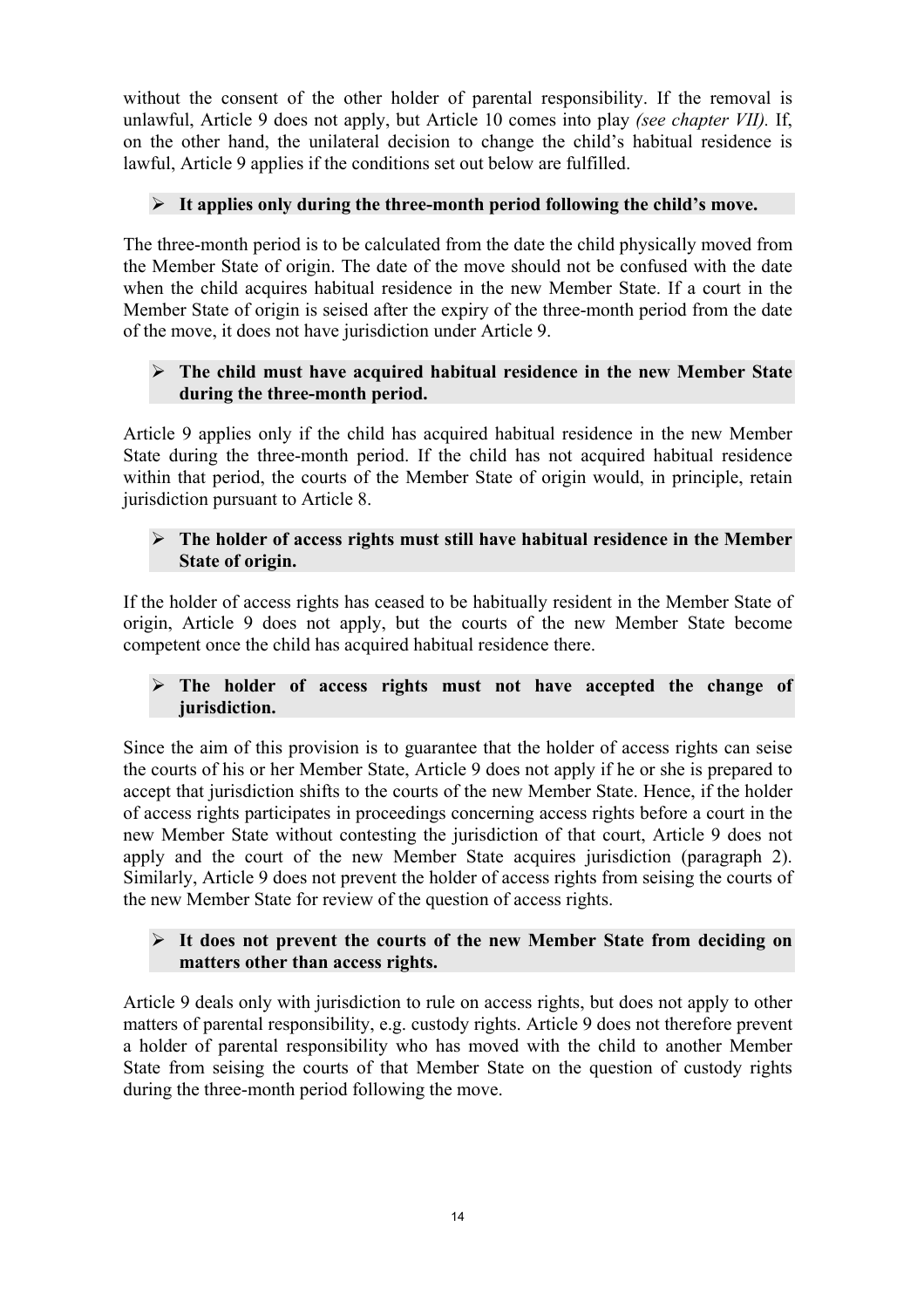without the consent of the other holder of parental responsibility. If the removal is unlawful, Article 9 does not apply, but Article 10 comes into play *(see chapter VII).* If, on the other hand, the unilateral decision to change the child's habitual residence is lawful, Article 9 applies if the conditions set out below are fulfilled.

- **It applies only during the three-month period following the child's move.**

The three-month period is to be calculated from the date the child physically moved from the Member State of origin. The date of the move should not be confused with the date when the child acquires habitual residence in the new Member State. If a court in the Member State of origin is seised after the expiry of the three-month period from the date of the move, it does not have jurisdiction under Article 9.

- **The child must have acquired habitual residence in the new Member State during the three-month period.**

Article 9 applies only if the child has acquired habitual residence in the new Member State during the three-month period. If the child has not acquired habitual residence within that period, the courts of the Member State of origin would, in principle, retain jurisdiction pursuant to Article 8.

- **The holder of access rights must still have habitual residence in the Member State of origin.**

If the holder of access rights has ceased to be habitually resident in the Member State of origin, Article 9 does not apply, but the courts of the new Member State become competent once the child has acquired habitual residence there.

- **The holder of access rights must not have accepted the change of jurisdiction.**

Since the aim of this provision is to guarantee that the holder of access rights can seise the courts of his or her Member State, Article 9 does not apply if he or she is prepared to accept that jurisdiction shifts to the courts of the new Member State. Hence, if the holder of access rights participates in proceedings concerning access rights before a court in the new Member State without contesting the jurisdiction of that court, Article 9 does not apply and the court of the new Member State acquires jurisdiction (paragraph 2). Similarly, Article 9 does not prevent the holder of access rights from seising the courts of the new Member State for review of the question of access rights.

- **It does not prevent the courts of the new Member State from deciding on matters other than access rights.**

Article 9 deals only with jurisdiction to rule on access rights, but does not apply to other matters of parental responsibility, e.g. custody rights. Article 9 does not therefore prevent a holder of parental responsibility who has moved with the child to another Member State from seising the courts of that Member State on the question of custody rights during the three-month period following the move.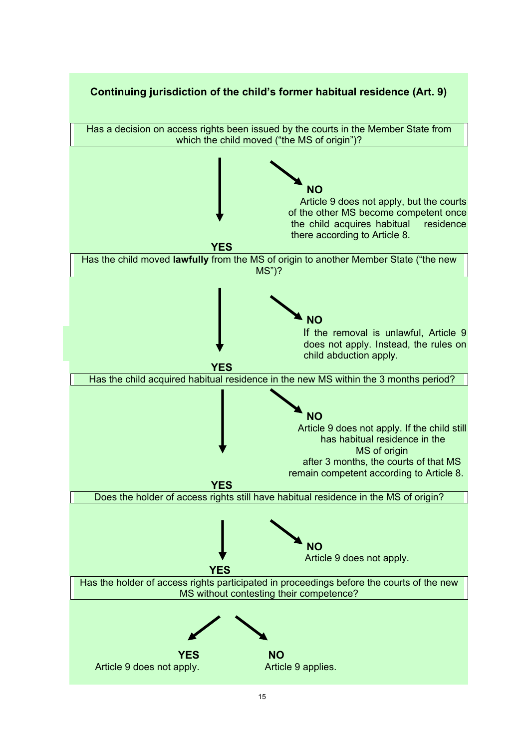**Continuing jurisdiction of the child's former habitual residence (Art. 9)**

Has a decision on access rights been issued by the courts in the Member State from which the child moved ("the MS of origin")?

- **NO** – Article 9 does not apply, but the courts of the other MS become competent once the child acquires habitual residence there according to Article 8.
- **YES** ↓

Has the child moved **lawfully** from the MS of origin to another Member State ("the new MS")?

- **NO** – If the removal is unlawful, Article 9 does not apply. Instead, the rules on child abduction apply.
- **YES** ↓

Has the child acquired habitual residence in the new MS within the 3 months period?

- **NO** – Article 9 does not apply. If the child still has habitual residence in the MS of origin after 3 months, the courts of that MS remain competent according to Article 8.
- **YES** ↓

Does the holder of access rights still have habitual residence in the MS of origin?

- **NO** – Article 9 does not apply.
- **YES** ↓

Has the holder of access rights participated in proceedings before the courts of the new MS without contesting their competence?

- **YES** – Article 9 does not apply.
- **NO** – Article 9 applies.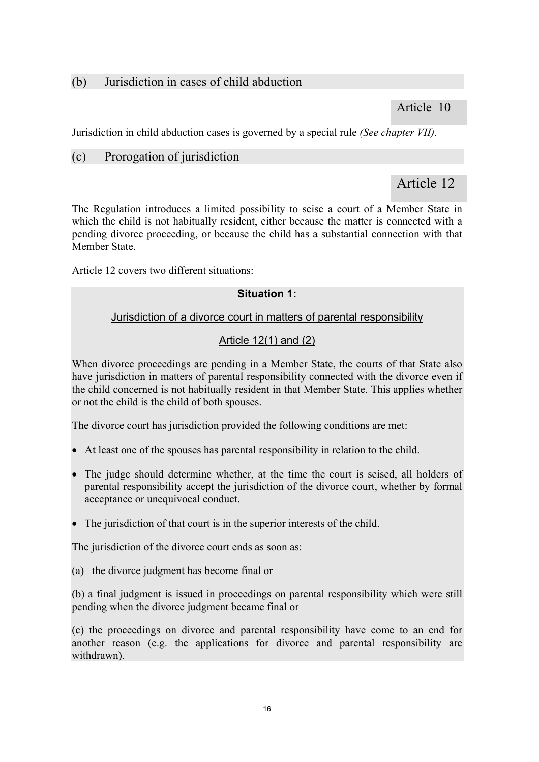### (b) Jurisdiction in cases of child abduction

**Article 10**

Jurisdiction in child abduction cases is governed by a special rule *(See chapter VII).*

### (c) Prorogation of jurisdiction

**Article 12**

The Regulation introduces a limited possibility to seise a court of a Member State in which the child is not habitually resident, either because the matter is connected with a pending divorce proceeding, or because the child has a substantial connection with that Member State.

Article 12 covers two different situations:

**Situation 1:**

Jurisdiction of a divorce court in matters of parental responsibility

Article 12(1) and (2)

When divorce proceedings are pending in a Member State, the courts of that State also have jurisdiction in matters of parental responsibility connected with the divorce even if the child concerned is not habitually resident in that Member State. This applies whether or not the child is the child of both spouses.

The divorce court has jurisdiction provided the following conditions are met:

- At least one of the spouses has parental responsibility in relation to the child.
- The judge should determine whether, at the time the court is seised, all holders of parental responsibility accept the jurisdiction of the divorce court, whether by formal acceptance or unequivocal conduct.
- The jurisdiction of that court is in the superior interests of the child.

The jurisdiction of the divorce court ends as soon as:

(a) the divorce judgment has become final or

(b) a final judgment is issued in proceedings on parental responsibility which were still pending when the divorce judgment became final or

(c) the proceedings on divorce and parental responsibility have come to an end for another reason (e.g. the applications for divorce and parental responsibility are withdrawn).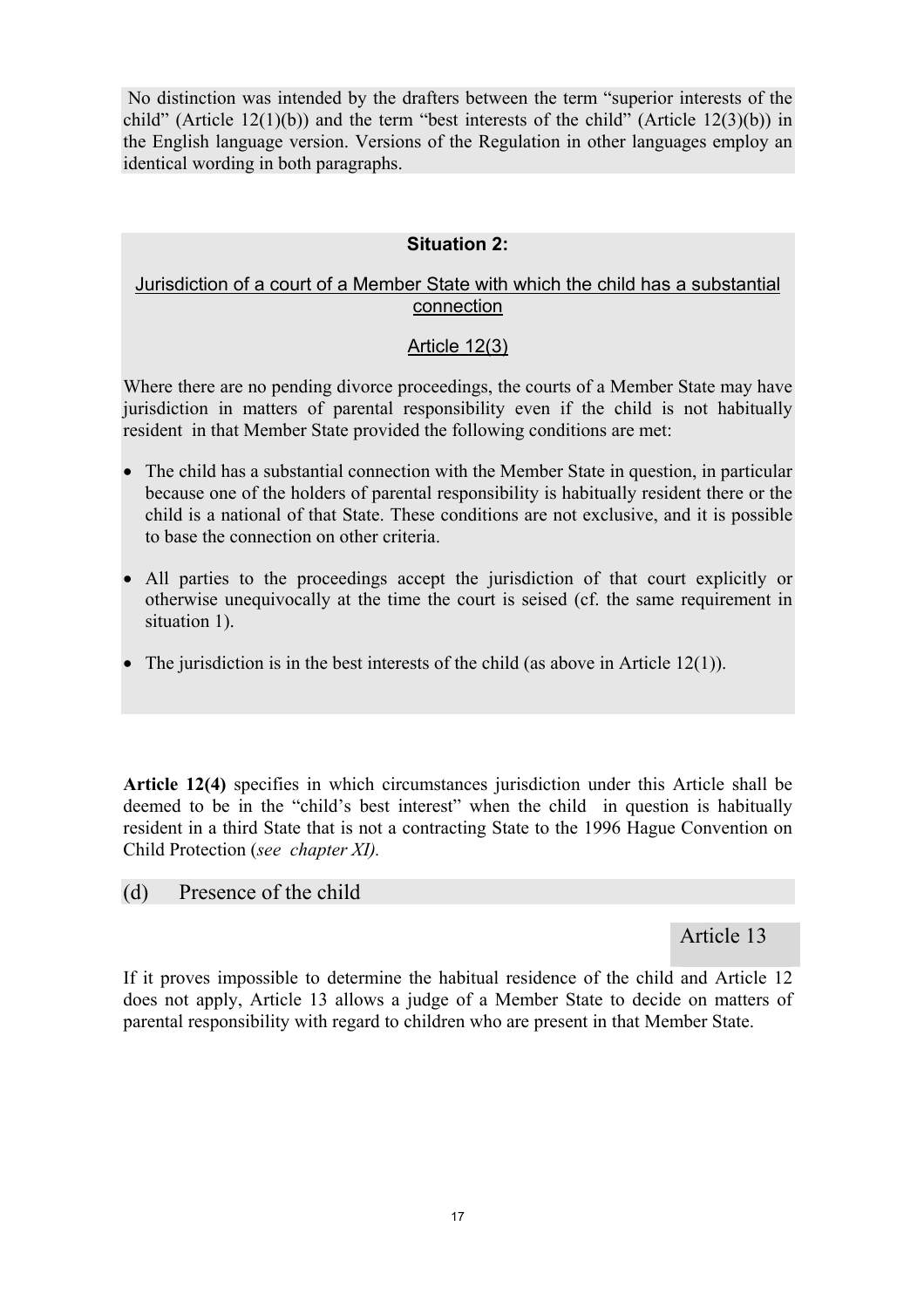No distinction was intended by the drafters between the term "superior interests of the child" (Article 12(1)(b)) and the term "best interests of the child" (Article 12(3)(b)) in the English language version. Versions of the Regulation in other languages employ an identical wording in both paragraphs.

**Situation 2:**

Jurisdiction of a court of a Member State with which the child has a substantial connection

Article 12(3)

Where there are no pending divorce proceedings, the courts of a Member State may have jurisdiction in matters of parental responsibility even if the child is not habitually resident in that Member State provided the following conditions are met:

- The child has a substantial connection with the Member State in question, in particular because one of the holders of parental responsibility is habitually resident there or the child is a national of that State. These conditions are not exclusive, and it is possible to base the connection on other criteria.
- All parties to the proceedings accept the jurisdiction of that court explicitly or otherwise unequivocally at the time the court is seised (cf. the same requirement in situation 1).
- The jurisdiction is in the best interests of the child (as above in Article 12(1)).

**Article 12(4)** specifies in which circumstances jurisdiction under this Article shall be deemed to be in the "child's best interest" when the child in question is habitually resident in a third State that is not a contracting State to the 1996 Hague Convention on Child Protection (*see chapter XI).*

## (d) Presence of the child

Article 13

If it proves impossible to determine the habitual residence of the child and Article 12 does not apply, Article 13 allows a judge of a Member State to decide on matters of parental responsibility with regard to children who are present in that Member State.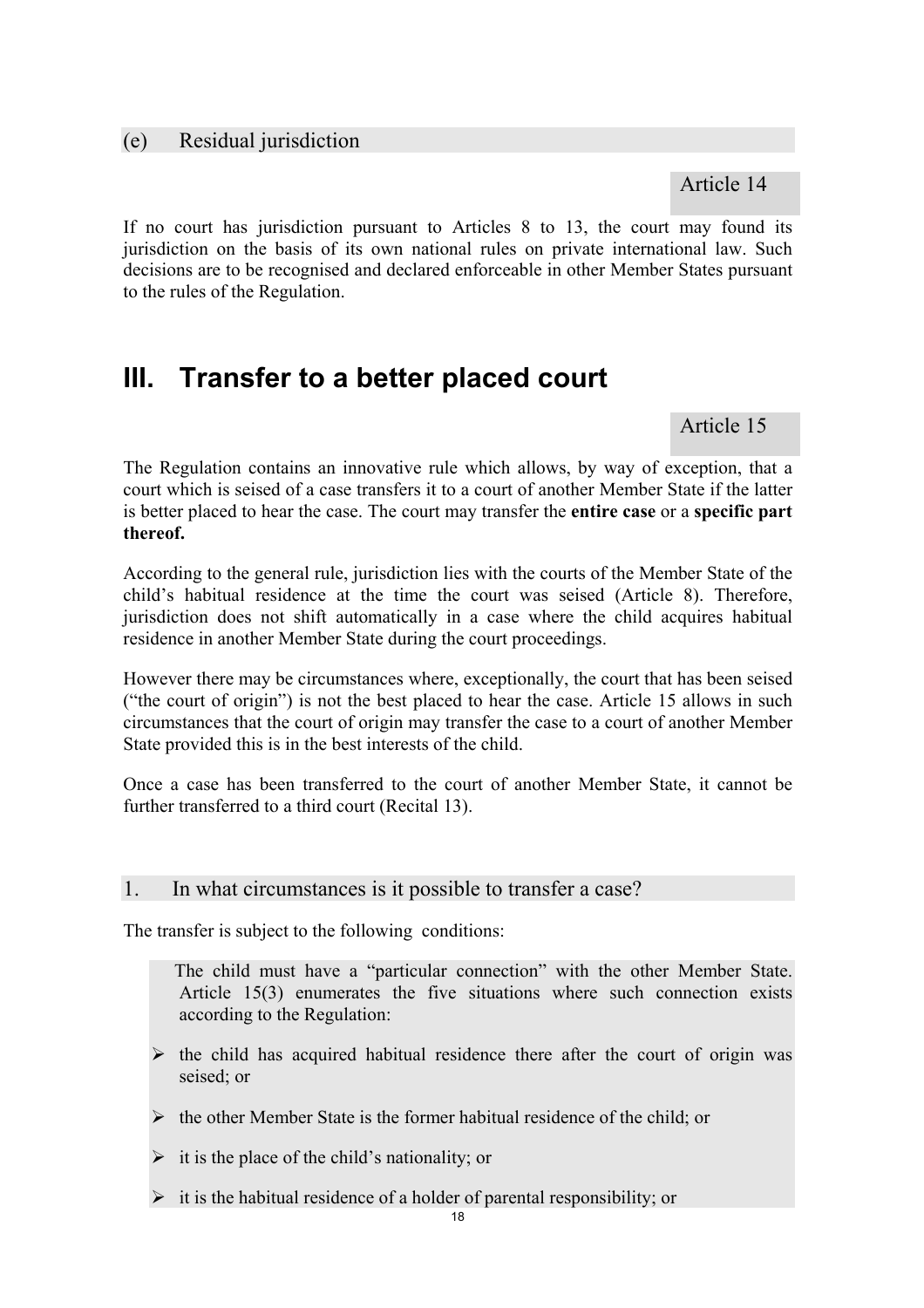### (e) Residual jurisdiction

Article 14

If no court has jurisdiction pursuant to Articles 8 to 13, the court may found its jurisdiction on the basis of its own national rules on private international law. Such decisions are to be recognised and declared enforceable in other Member States pursuant to the rules of the Regulation.

# III. Transfer to a better placed court

Article 15

The Regulation contains an innovative rule which allows, by way of exception, that a court which is seised of a case transfers it to a court of another Member State if the latter is better placed to hear the case. The court may transfer the **entire case** or a **specific part thereof.**

According to the general rule, jurisdiction lies with the courts of the Member State of the child's habitual residence at the time the court was seised (Article 8). Therefore, jurisdiction does not shift automatically in a case where the child acquires habitual residence in another Member State during the court proceedings.

However there may be circumstances where, exceptionally, the court that has been seised ("the court of origin") is not the best placed to hear the case. Article 15 allows in such circumstances that the court of origin may transfer the case to a court of another Member State provided this is in the best interests of the child.

Once a case has been transferred to the court of another Member State, it cannot be further transferred to a third court (Recital 13).

### 1. In what circumstances is it possible to transfer a case?

The transfer is subject to the following conditions:

The child must have a "particular connection" with the other Member State. Article 15(3) enumerates the five situations where such connection exists according to the Regulation:

- the child has acquired habitual residence there after the court of origin was seised; or
- the other Member State is the former habitual residence of the child; or
- it is the place of the child's nationality; or
- it is the habitual residence of a holder of parental responsibility; or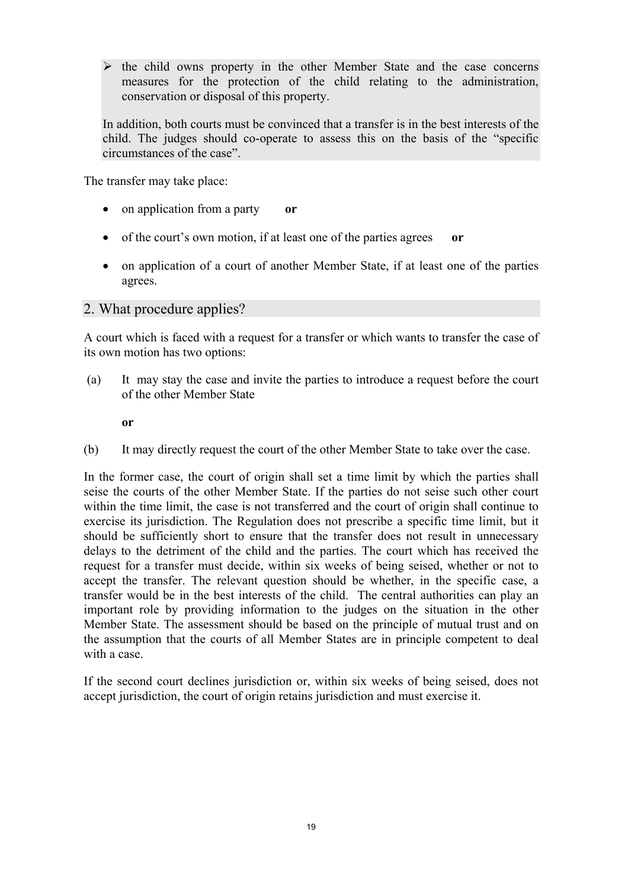- the child owns property in the other Member State and the case concerns measures for the protection of the child relating to the administration, conservation or disposal of this property.

In addition, both courts must be convinced that a transfer is in the best interests of the child. The judges should co-operate to assess this on the basis of the "specific circumstances of the case".

The transfer may take place:

- on application from a party **or**
- of the court's own motion, if at least one of the parties agrees **or**
- on application of a court of another Member State, if at least one of the parties agrees.

## 2. What procedure applies?

A court which is faced with a request for a transfer or which wants to transfer the case of its own motion has two options:

(a) It may stay the case and invite the parties to introduce a request before the court of the other Member State

**or**

(b) It may directly request the court of the other Member State to take over the case.

In the former case, the court of origin shall set a time limit by which the parties shall seise the courts of the other Member State. If the parties do not seise such other court within the time limit, the case is not transferred and the court of origin shall continue to exercise its jurisdiction. The Regulation does not prescribe a specific time limit, but it should be sufficiently short to ensure that the transfer does not result in unnecessary delays to the detriment of the child and the parties. The court which has received the request for a transfer must decide, within six weeks of being seised, whether or not to accept the transfer. The relevant question should be whether, in the specific case, a transfer would be in the best interests of the child. The central authorities can play an important role by providing information to the judges on the situation in the other Member State. The assessment should be based on the principle of mutual trust and on the assumption that the courts of all Member States are in principle competent to deal with a case.

If the second court declines jurisdiction or, within six weeks of being seised, does not accept jurisdiction, the court of origin retains jurisdiction and must exercise it.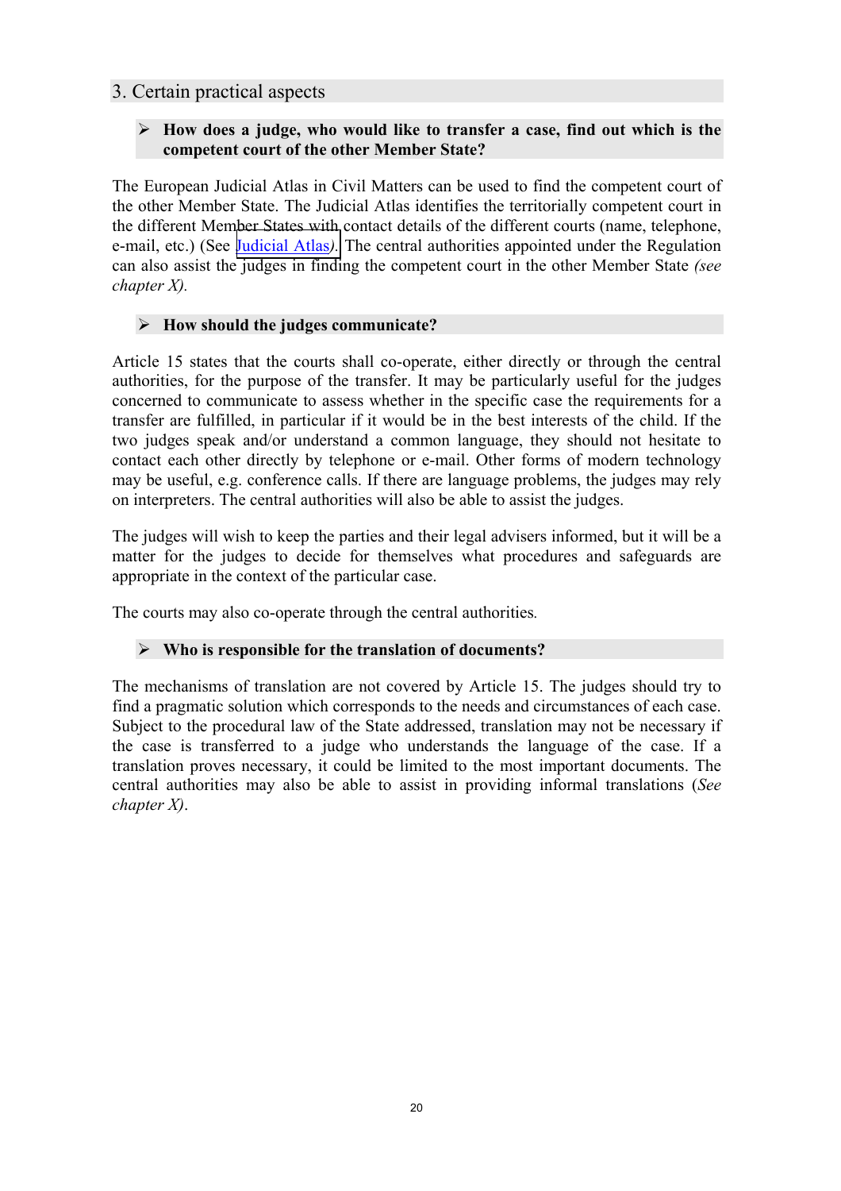## 3. Certain practical aspects

- **How does a judge, who would like to transfer a case, find out which is the competent court of the other Member State?**

The European Judicial Atlas in Civil Matters can be used to find the competent court of the other Member State. The Judicial Atlas identifies the territorially competent court in the different Member States with contact details of the different courts (name, telephone, e-mail, etc.) (See Judicial Atlas*)*. The central authorities appointed under the Regulation can also assist the judges in finding the competent court in the other Member State *(see chapter X).*

- **How should the judges communicate?**

Article 15 states that the courts shall co-operate, either directly or through the central authorities, for the purpose of the transfer. It may be particularly useful for the judges concerned to communicate to assess whether in the specific case the requirements for a transfer are fulfilled, in particular if it would be in the best interests of the child. If the two judges speak and/or understand a common language, they should not hesitate to contact each other directly by telephone or e-mail. Other forms of modern technology may be useful, e.g. conference calls. If there are language problems, the judges may rely on interpreters. The central authorities will also be able to assist the judges.

The judges will wish to keep the parties and their legal advisers informed, but it will be a matter for the judges to decide for themselves what procedures and safeguards are appropriate in the context of the particular case.

The courts may also co-operate through the central authorities*.*

- **Who is responsible for the translation of documents?**

The mechanisms of translation are not covered by Article 15. The judges should try to find a pragmatic solution which corresponds to the needs and circumstances of each case. Subject to the procedural law of the State addressed, translation may not be necessary if the case is transferred to a judge who understands the language of the case. If a translation proves necessary, it could be limited to the most important documents. The central authorities may also be able to assist in providing informal translations (*See chapter X)*.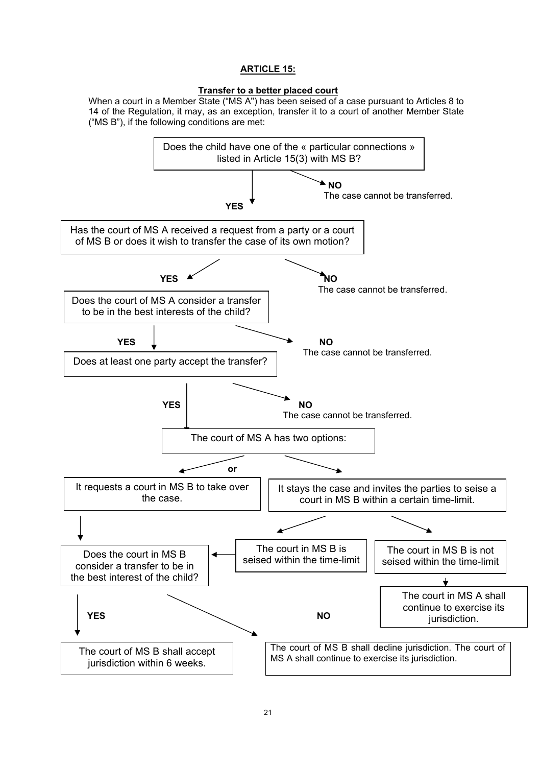## ARTICLE 15:

### Transfer to a better placed court

When a court in a Member State ("MS A") has been seised of a case pursuant to Articles 8 to 14 of the Regulation, it may, as an exception, transfer it to a court of another Member State ("MS B"), if the following conditions are met:

Does the child have one of the « particular connections » listed in Article 15(3) with MS B?

- **NO** – The case cannot be transferred.
- **YES** →

Has the court of MS A received a request from a party or a court of MS B or does it wish to transfer the case of its own motion?

- **NO** – The case cannot be transferred.
- **YES** →

Does the court of MS A consider a transfer to be in the best interests of the child?

- **NO** – The case cannot be transferred.
- **YES** →

Does at least one party accept the transfer?

- **NO** – The case cannot be transferred.
- **YES** →

The court of MS A has two options:

- It requests a court in MS B to take over the case.
- **or**
- It stays the case and invites the parties to seise a court in MS B within a certain time-limit.
  - The court in MS B is seised within the time-limit.
  - The court in MS B is not seised within the time-limit → The court in MS A shall continue to exercise its jurisdiction.

Does the court in MS B consider a transfer to be in the best interest of the child?

- **YES** – The court of MS B shall accept jurisdiction within 6 weeks.
- **NO** – The court of MS B shall decline jurisdiction. The court of MS A shall continue to exercise its jurisdiction.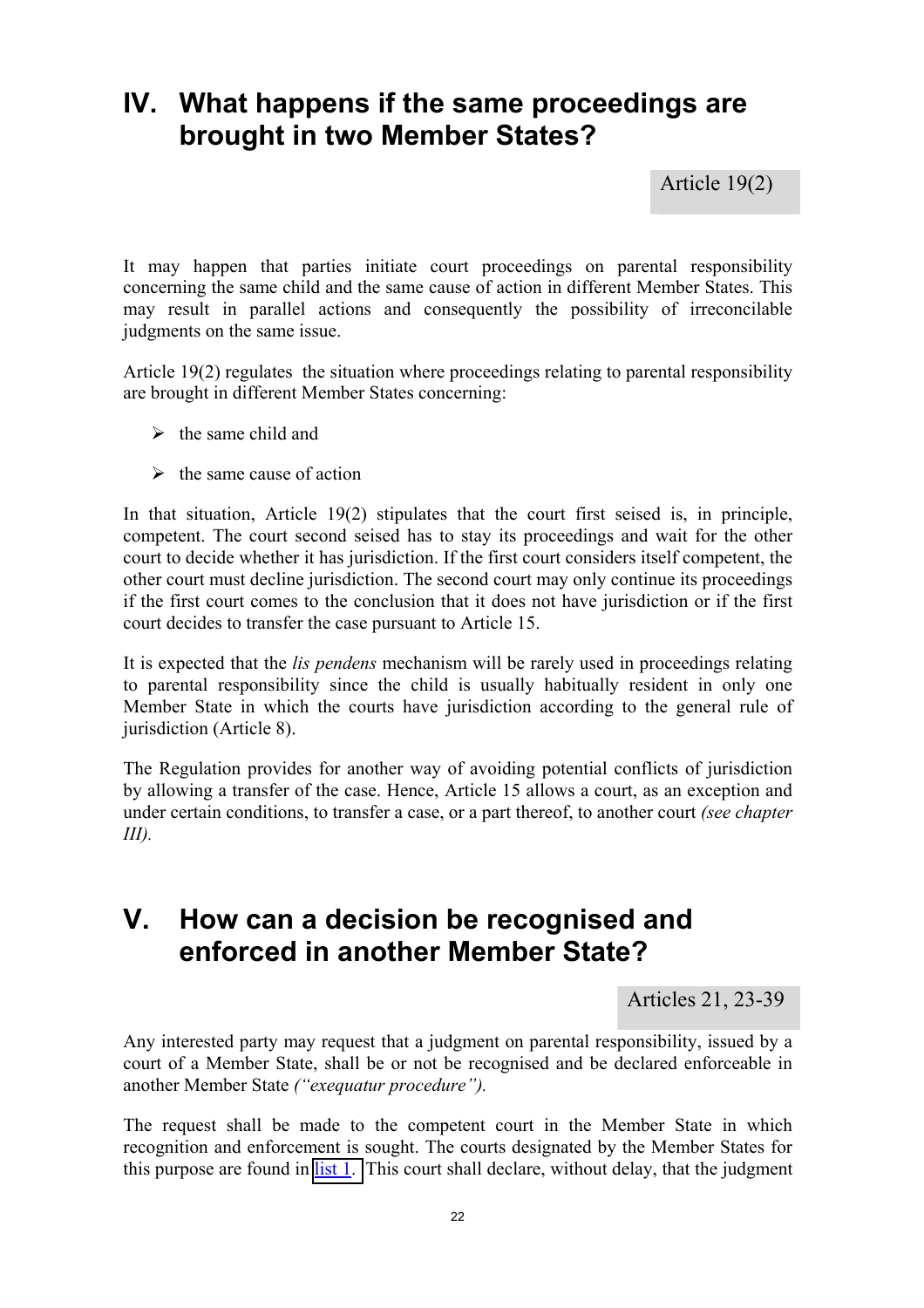# IV. What happens if the same proceedings are brought in two Member States?

Article 19(2)

It may happen that parties initiate court proceedings on parental responsibility concerning the same child and the same cause of action in different Member States. This may result in parallel actions and consequently the possibility of irreconcilable judgments on the same issue.

Article 19(2) regulates the situation where proceedings relating to parental responsibility are brought in different Member States concerning:

- the same child and
- the same cause of action

In that situation, Article 19(2) stipulates that the court first seised is, in principle, competent. The court second seised has to stay its proceedings and wait for the other court to decide whether it has jurisdiction. If the first court considers itself competent, the other court must decline jurisdiction. The second court may only continue its proceedings if the first court comes to the conclusion that it does not have jurisdiction or if the first court decides to transfer the case pursuant to Article 15.

It is expected that the *lis pendens* mechanism will be rarely used in proceedings relating to parental responsibility since the child is usually habitually resident in only one Member State in which the courts have jurisdiction according to the general rule of jurisdiction (Article 8).

The Regulation provides for another way of avoiding potential conflicts of jurisdiction by allowing a transfer of the case. Hence, Article 15 allows a court, as an exception and under certain conditions, to transfer a case, or a part thereof, to another court *(see chapter III).*

# V. How can a decision be recognised and enforced in another Member State?

Articles 21, 23-39

Any interested party may request that a judgment on parental responsibility, issued by a court of a Member State, shall be or not be recognised and be declared enforceable in another Member State *("exequatur procedure").*

The request shall be made to the competent court in the Member State in which recognition and enforcement is sought. The courts designated by the Member States for this purpose are found in list 1. This court shall declare, without delay, that the judgment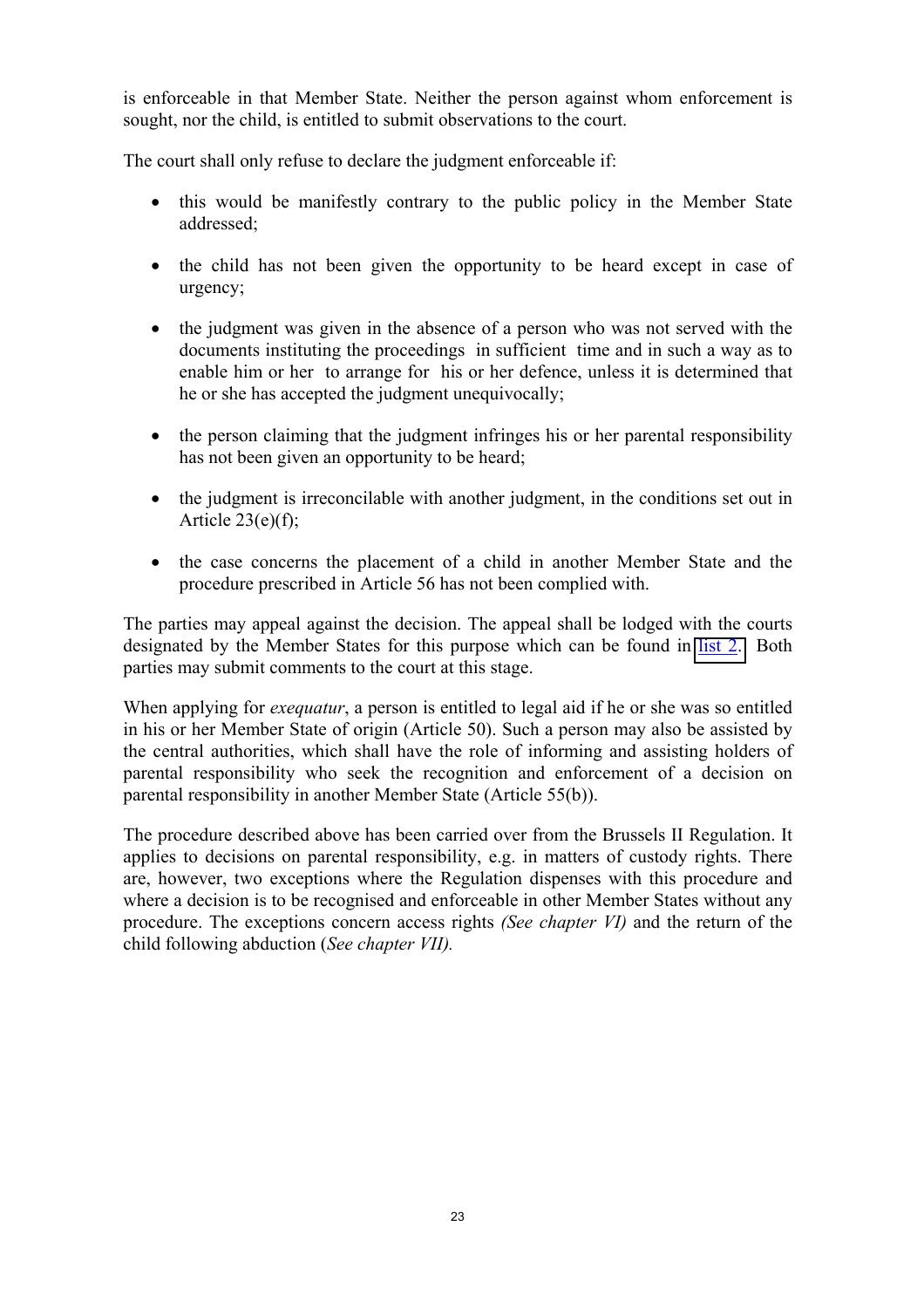is enforceable in that Member State. Neither the person against whom enforcement is sought, nor the child, is entitled to submit observations to the court.

The court shall only refuse to declare the judgment enforceable if:

- this would be manifestly contrary to the public policy in the Member State addressed;
- the child has not been given the opportunity to be heard except in case of urgency;
- the judgment was given in the absence of a person who was not served with the documents instituting the proceedings in sufficient time and in such a way as to enable him or her to arrange for his or her defence, unless it is determined that he or she has accepted the judgment unequivocally;
- the person claiming that the judgment infringes his or her parental responsibility has not been given an opportunity to be heard;
- the judgment is irreconcilable with another judgment, in the conditions set out in Article 23(e)(f);
- the case concerns the placement of a child in another Member State and the procedure prescribed in Article 56 has not been complied with.

The parties may appeal against the decision. The appeal shall be lodged with the courts designated by the Member States for this purpose which can be found in list 2. Both parties may submit comments to the court at this stage.

When applying for *exequatur*, a person is entitled to legal aid if he or she was so entitled in his or her Member State of origin (Article 50). Such a person may also be assisted by the central authorities, which shall have the role of informing and assisting holders of parental responsibility who seek the recognition and enforcement of a decision on parental responsibility in another Member State (Article 55(b)).

The procedure described above has been carried over from the Brussels II Regulation. It applies to decisions on parental responsibility, e.g. in matters of custody rights. There are, however, two exceptions where the Regulation dispenses with this procedure and where a decision is to be recognised and enforceable in other Member States without any procedure. The exceptions concern access rights *(See chapter VI)* and the return of the child following abduction (*See chapter VII).*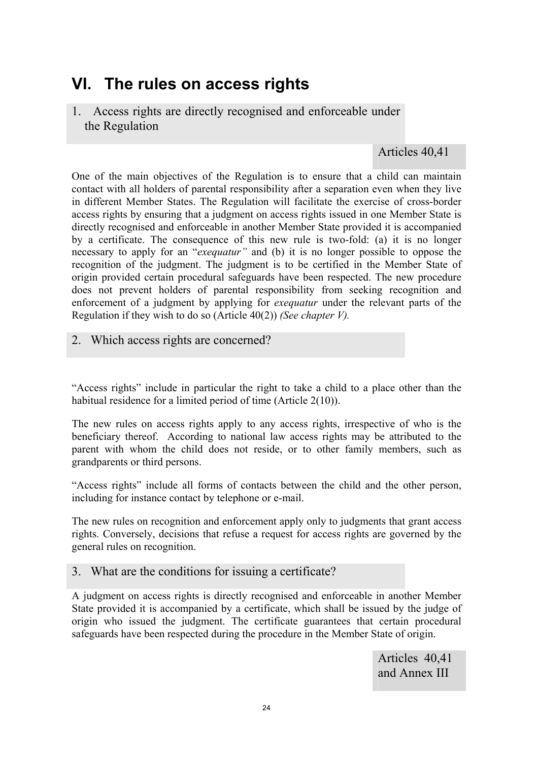# VI. The rules on access rights

## 1. Access rights are directly recognised and enforceable under the Regulation

Articles 40,41

One of the main objectives of the Regulation is to ensure that a child can maintain contact with all holders of parental responsibility after a separation even when they live in different Member States. The Regulation will facilitate the exercise of cross-border access rights by ensuring that a judgment on access rights issued in one Member State is directly recognised and enforceable in another Member State provided it is accompanied by a certificate. The consequence of this new rule is two-fold: (a) it is no longer necessary to apply for an "*exequatur"* and (b) it is no longer possible to oppose the recognition of the judgment. The judgment is to be certified in the Member State of origin provided certain procedural safeguards have been respected. The new procedure does not prevent holders of parental responsibility from seeking recognition and enforcement of a judgment by applying for *exequatur* under the relevant parts of the Regulation if they wish to do so (Article 40(2)) *(See chapter V).*

## 2. Which access rights are concerned?

"Access rights" include in particular the right to take a child to a place other than the habitual residence for a limited period of time (Article 2(10)).

The new rules on access rights apply to any access rights, irrespective of who is the beneficiary thereof. According to national law access rights may be attributed to the parent with whom the child does not reside, or to other family members, such as grandparents or third persons.

"Access rights" include all forms of contacts between the child and the other person, including for instance contact by telephone or e-mail.

The new rules on recognition and enforcement apply only to judgments that grant access rights. Conversely, decisions that refuse a request for access rights are governed by the general rules on recognition.

## 3. What are the conditions for issuing a certificate?

A judgment on access rights is directly recognised and enforceable in another Member State provided it is accompanied by a certificate, which shall be issued by the judge of origin who issued the judgment. The certificate guarantees that certain procedural safeguards have been respected during the procedure in the Member State of origin.

Articles 40,41 and Annex III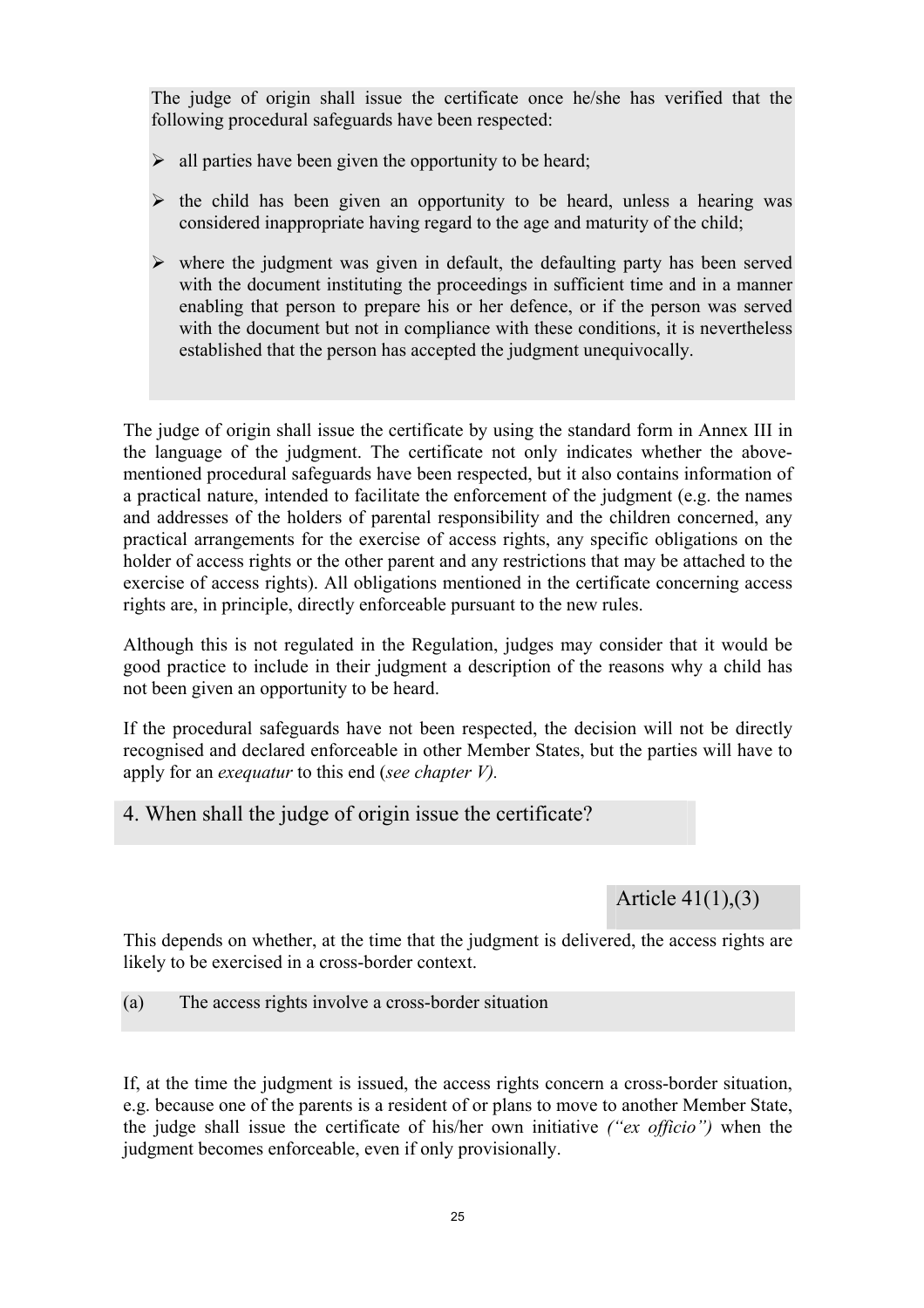> The judge of origin shall issue the certificate once he/she has verified that the following procedural safeguards have been respected:
>
> - all parties have been given the opportunity to be heard;
> - the child has been given an opportunity to be heard, unless a hearing was considered inappropriate having regard to the age and maturity of the child;
> - where the judgment was given in default, the defaulting party has been served with the document instituting the proceedings in sufficient time and in a manner enabling that person to prepare his or her defence, or if the person was served with the document but not in compliance with these conditions, it is nevertheless established that the person has accepted the judgment unequivocally.

The judge of origin shall issue the certificate by using the standard form in Annex III in the language of the judgment. The certificate not only indicates whether the above-mentioned procedural safeguards have been respected, but it also contains information of a practical nature, intended to facilitate the enforcement of the judgment (e.g. the names and addresses of the holders of parental responsibility and the children concerned, any practical arrangements for the exercise of access rights, any specific obligations on the holder of access rights or the other parent and any restrictions that may be attached to the exercise of access rights). All obligations mentioned in the certificate concerning access rights are, in principle, directly enforceable pursuant to the new rules.

Although this is not regulated in the Regulation, judges may consider that it would be good practice to include in their judgment a description of the reasons why a child has not been given an opportunity to be heard.

If the procedural safeguards have not been respected, the decision will not be directly recognised and declared enforceable in other Member States, but the parties will have to apply for an *exequatur* to this end (*see chapter V).*

## 4. When shall the judge of origin issue the certificate?

**Article 41(1),(3)**

This depends on whether, at the time that the judgment is delivered, the access rights are likely to be exercised in a cross-border context.

### (a) The access rights involve a cross-border situation

If, at the time the judgment is issued, the access rights concern a cross-border situation, e.g. because one of the parents is a resident of or plans to move to another Member State, the judge shall issue the certificate of his/her own initiative *("ex officio")* when the judgment becomes enforceable, even if only provisionally.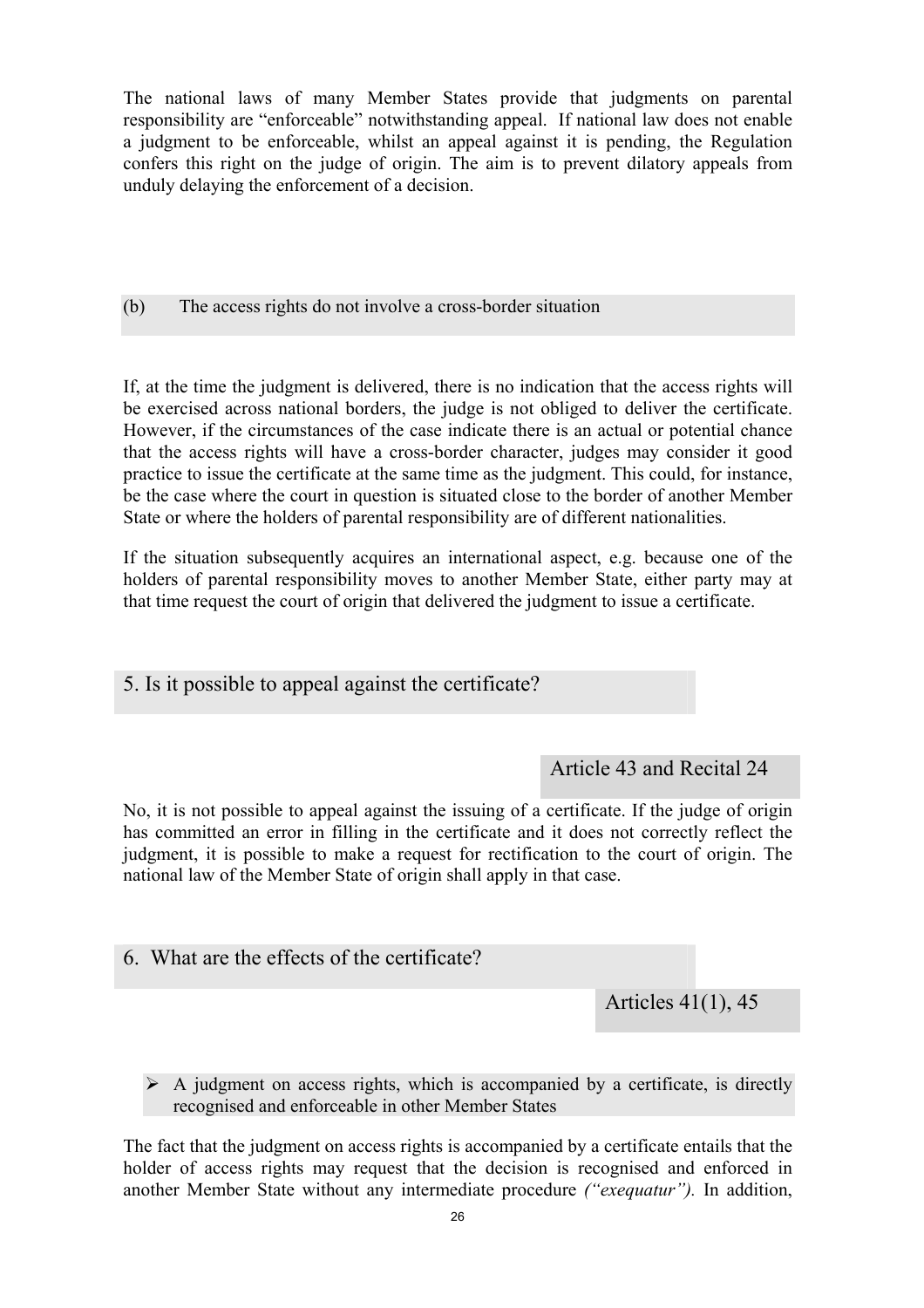The national laws of many Member States provide that judgments on parental responsibility are "enforceable" notwithstanding appeal. If national law does not enable a judgment to be enforceable, whilst an appeal against it is pending, the Regulation confers this right on the judge of origin. The aim is to prevent dilatory appeals from unduly delaying the enforcement of a decision.

#### (b) The access rights do not involve a cross-border situation

If, at the time the judgment is delivered, there is no indication that the access rights will be exercised across national borders, the judge is not obliged to deliver the certificate. However, if the circumstances of the case indicate there is an actual or potential chance that the access rights will have a cross-border character, judges may consider it good practice to issue the certificate at the same time as the judgment. This could, for instance, be the case where the court in question is situated close to the border of another Member State or where the holders of parental responsibility are of different nationalities.

If the situation subsequently acquires an international aspect, e.g. because one of the holders of parental responsibility moves to another Member State, either party may at that time request the court of origin that delivered the judgment to issue a certificate.

## 5. Is it possible to appeal against the certificate?

**Article 43 and Recital 24**

No, it is not possible to appeal against the issuing of a certificate. If the judge of origin has committed an error in filling in the certificate and it does not correctly reflect the judgment, it is possible to make a request for rectification to the court of origin. The national law of the Member State of origin shall apply in that case.

## 6. What are the effects of the certificate?

**Articles 41(1), 45**

- A judgment on access rights, which is accompanied by a certificate, is directly recognised and enforceable in other Member States

The fact that the judgment on access rights is accompanied by a certificate entails that the holder of access rights may request that the decision is recognised and enforced in another Member State without any intermediate procedure *("exequatur")*. In addition,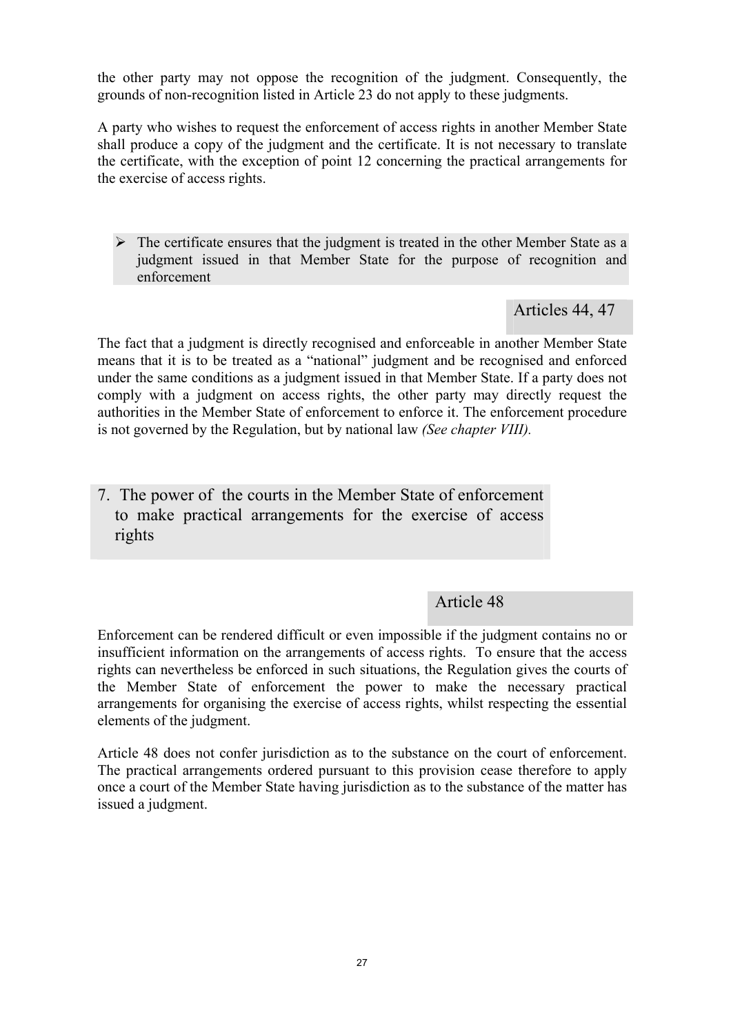the other party may not oppose the recognition of the judgment. Consequently, the grounds of non-recognition listed in Article 23 do not apply to these judgments.

A party who wishes to request the enforcement of access rights in another Member State shall produce a copy of the judgment and the certificate. It is not necessary to translate the certificate, with the exception of point 12 concerning the practical arrangements for the exercise of access rights.

- The certificate ensures that the judgment is treated in the other Member State as a judgment issued in that Member State for the purpose of recognition and enforcement

Articles 44, 47

The fact that a judgment is directly recognised and enforceable in another Member State means that it is to be treated as a "national" judgment and be recognised and enforced under the same conditions as a judgment issued in that Member State. If a party does not comply with a judgment on access rights, the other party may directly request the authorities in the Member State of enforcement to enforce it. The enforcement procedure is not governed by the Regulation, but by national law *(See chapter VIII).*

## 7. The power of the courts in the Member State of enforcement to make practical arrangements for the exercise of access rights

Article 48

Enforcement can be rendered difficult or even impossible if the judgment contains no or insufficient information on the arrangements of access rights. To ensure that the access rights can nevertheless be enforced in such situations, the Regulation gives the courts of the Member State of enforcement the power to make the necessary practical arrangements for organising the exercise of access rights, whilst respecting the essential elements of the judgment.

Article 48 does not confer jurisdiction as to the substance on the court of enforcement. The practical arrangements ordered pursuant to this provision cease therefore to apply once a court of the Member State having jurisdiction as to the substance of the matter has issued a judgment.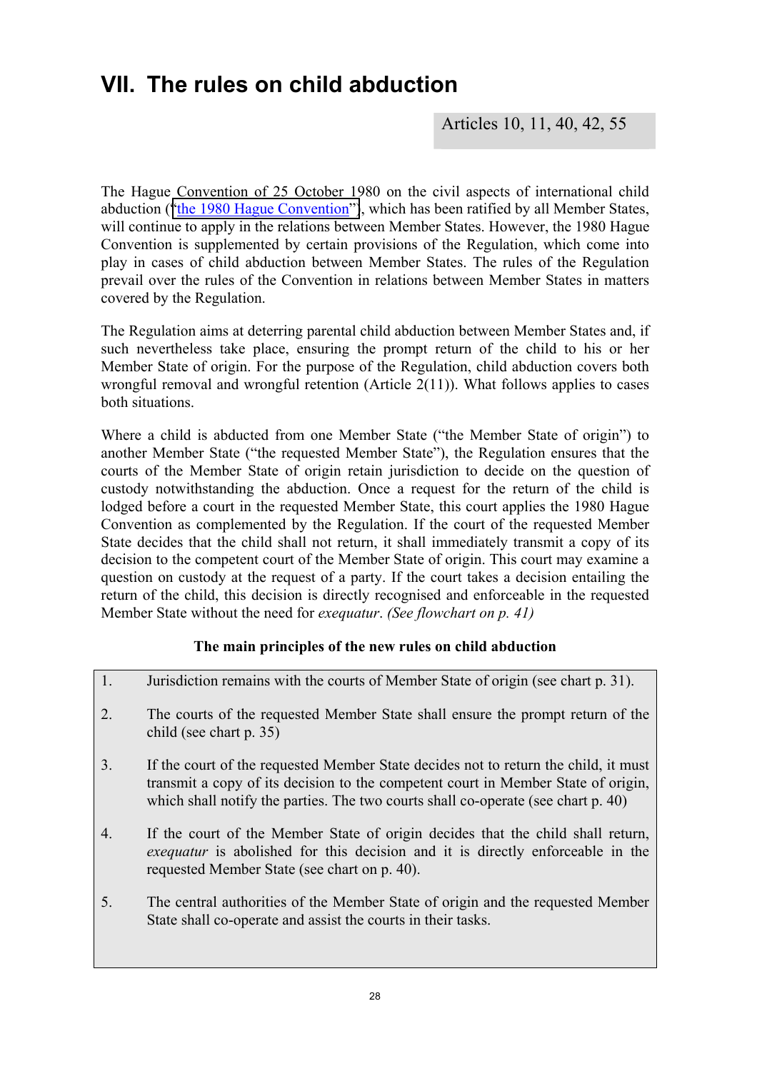# VII. The rules on child abduction

Articles 10, 11, 40, 42, 55

The Hague Convention of 25 October 1980 on the civil aspects of international child abduction ("the 1980 Hague Convention"), which has been ratified by all Member States, will continue to apply in the relations between Member States. However, the 1980 Hague Convention is supplemented by certain provisions of the Regulation, which come into play in cases of child abduction between Member States. The rules of the Regulation prevail over the rules of the Convention in relations between Member States in matters covered by the Regulation.

The Regulation aims at deterring parental child abduction between Member States and, if such nevertheless take place, ensuring the prompt return of the child to his or her Member State of origin. For the purpose of the Regulation, child abduction covers both wrongful removal and wrongful retention (Article 2(11)). What follows applies to cases both situations.

Where a child is abducted from one Member State ("the Member State of origin") to another Member State ("the requested Member State"), the Regulation ensures that the courts of the Member State of origin retain jurisdiction to decide on the question of custody notwithstanding the abduction. Once a request for the return of the child is lodged before a court in the requested Member State, this court applies the 1980 Hague Convention as complemented by the Regulation. If the court of the requested Member State decides that the child shall not return, it shall immediately transmit a copy of its decision to the competent court of the Member State of origin. This court may examine a question on custody at the request of a party. If the court takes a decision entailing the return of the child, this decision is directly recognised and enforceable in the requested Member State without the need for *exequatur*. *(See flowchart on p. 41)*

**The main principles of the new rules on child abduction**

1. Jurisdiction remains with the courts of Member State of origin (see chart p. 31).
2. The courts of the requested Member State shall ensure the prompt return of the child (see chart p. 35)
3. If the court of the requested Member State decides not to return the child, it must transmit a copy of its decision to the competent court in Member State of origin, which shall notify the parties. The two courts shall co-operate (see chart p. 40)
4. If the court of the Member State of origin decides that the child shall return, *exequatur* is abolished for this decision and it is directly enforceable in the requested Member State (see chart on p. 40).
5. The central authorities of the Member State of origin and the requested Member State shall co-operate and assist the courts in their tasks.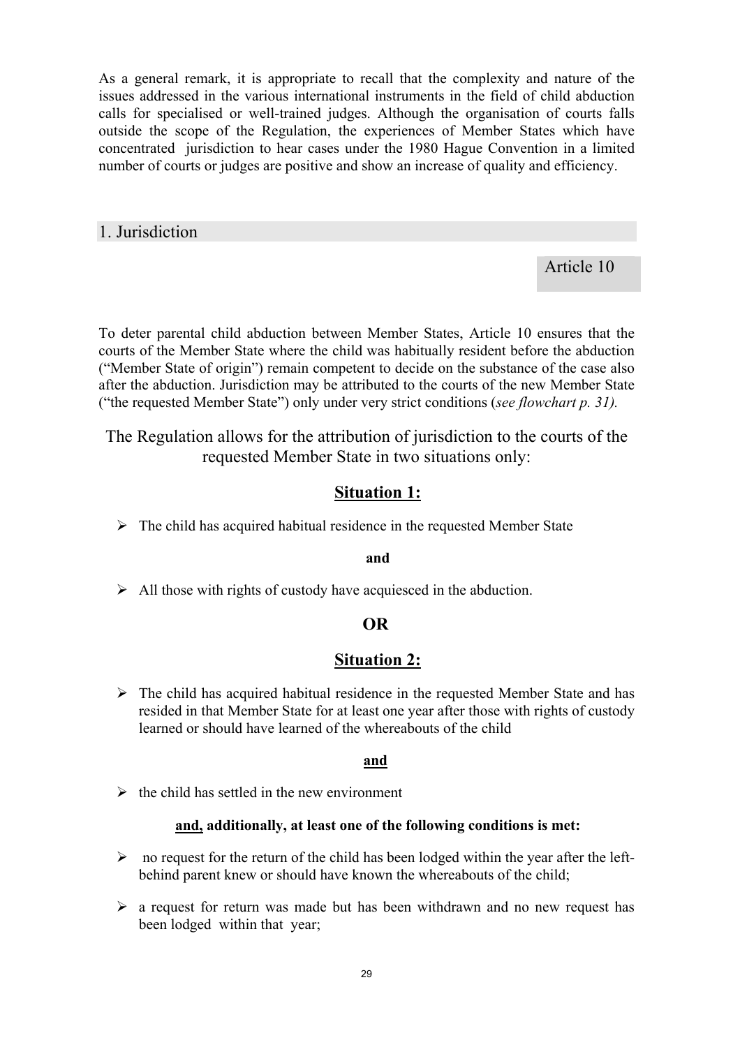As a general remark, it is appropriate to recall that the complexity and nature of the issues addressed in the various international instruments in the field of child abduction calls for specialised or well-trained judges. Although the organisation of courts falls outside the scope of the Regulation, the experiences of Member States which have concentrated jurisdiction to hear cases under the 1980 Hague Convention in a limited number of courts or judges are positive and show an increase of quality and efficiency.

## 1. Jurisdiction

Article 10

To deter parental child abduction between Member States, Article 10 ensures that the courts of the Member State where the child was habitually resident before the abduction ("Member State of origin") remain competent to decide on the substance of the case also after the abduction. Jurisdiction may be attributed to the courts of the new Member State ("the requested Member State") only under very strict conditions (*see flowchart p. 31).*

The Regulation allows for the attribution of jurisdiction to the courts of the requested Member State in two situations only:

**Situation 1:**

- The child has acquired habitual residence in the requested Member State

**and**

- All those with rights of custody have acquiesced in the abduction.

**OR**

**Situation 2:**

- The child has acquired habitual residence in the requested Member State and has resided in that Member State for at least one year after those with rights of custody learned or should have learned of the whereabouts of the child

**and**

- the child has settled in the new environment

**and, additionally, at least one of the following conditions is met:**

- no request for the return of the child has been lodged within the year after the left-behind parent knew or should have known the whereabouts of the child;
- a request for return was made but has been withdrawn and no new request has been lodged within that year;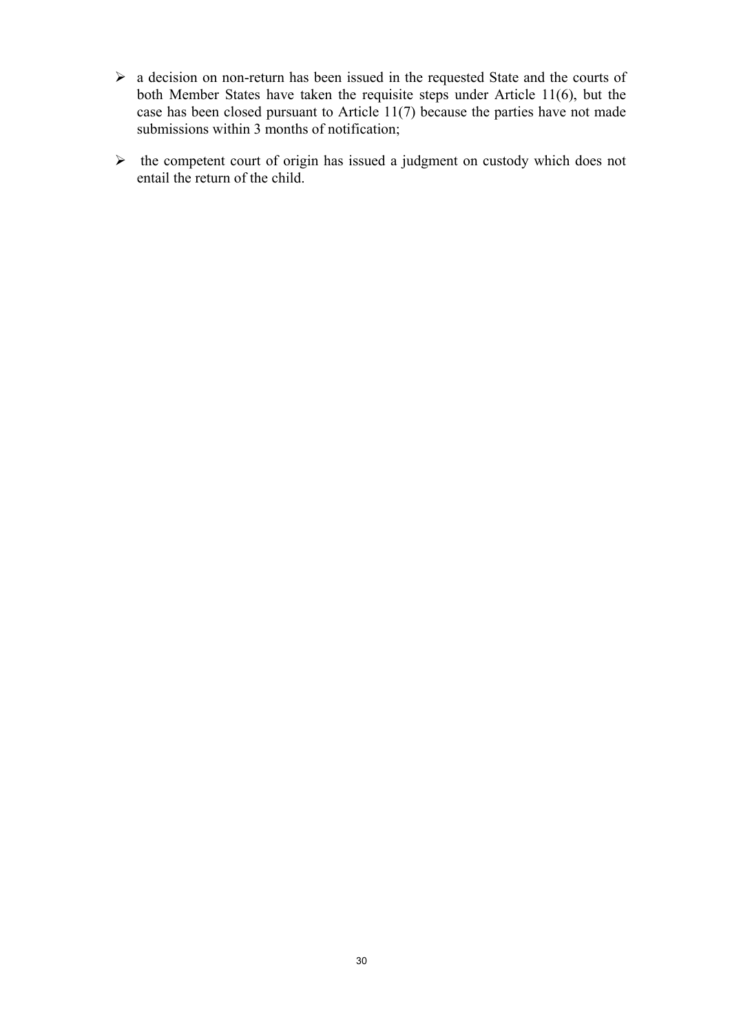- a decision on non-return has been issued in the requested State and the courts of both Member States have taken the requisite steps under Article 11(6), but the case has been closed pursuant to Article 11(7) because the parties have not made submissions within 3 months of notification;
- the competent court of origin has issued a judgment on custody which does not entail the return of the child.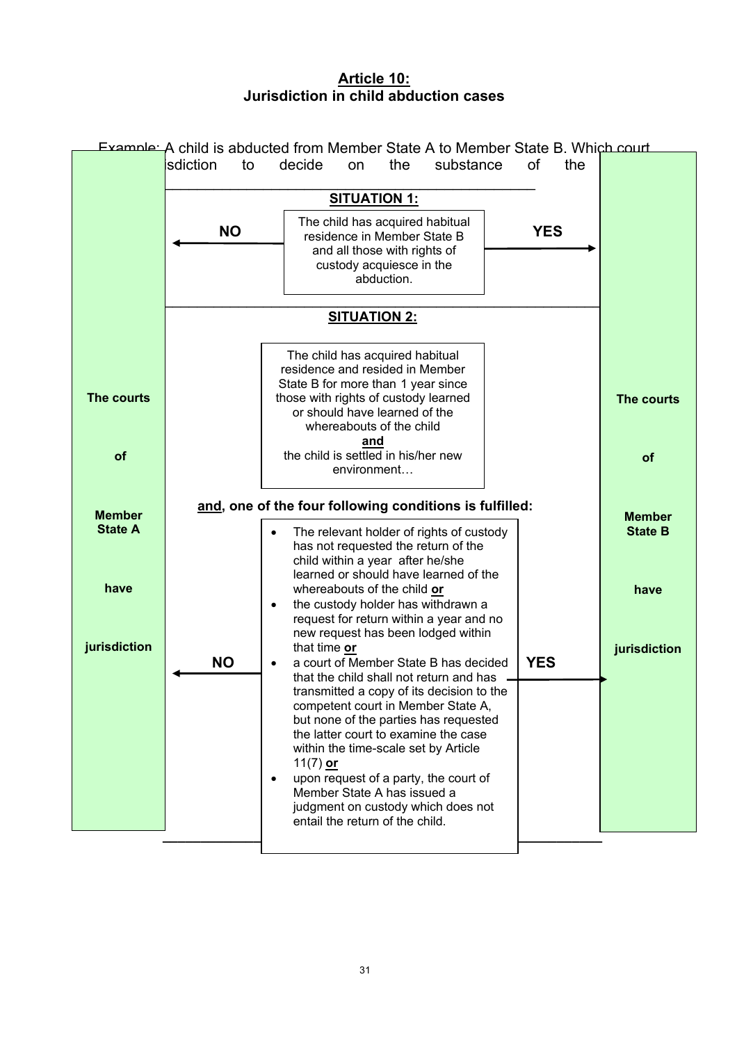## Article 10: Jurisdiction in child abduction cases

Example: A child is abducted from Member State A to Member State B. Which court ...sdiction to decide on the substance of the ...

**SITUATION 1:**

The child has acquired habitual residence in Member State B and all those with rights of custody acquiesce in the abduction.

- **NO** → The courts of Member State A have jurisdiction
- **YES** → The courts of Member State B have jurisdiction

**SITUATION 2:**

The child has acquired habitual residence and resided in Member State B for more than 1 year since those with rights of custody learned or should have learned of the whereabouts of the child
**and**
the child is settled in his/her new environment…

**and**, one of the four following conditions is fulfilled:

- The relevant holder of rights of custody has not requested the return of the child within a year after he/she learned or should have learned of the whereabouts of the child **or**
- the custody holder has withdrawn a request for return within a year and no new request has been lodged within that time **or**
- a court of Member State B has decided that the child shall not return and has transmitted a copy of its decision to the competent court in Member State A, but none of the parties has requested the latter court to examine the case within the time-scale set by Article 11(7) **or**
- upon request of a party, the court of Member State A has issued a judgment on custody which does not entail the return of the child.

- **NO** → The courts of Member State A have jurisdiction
- **YES** → The courts of Member State B have jurisdiction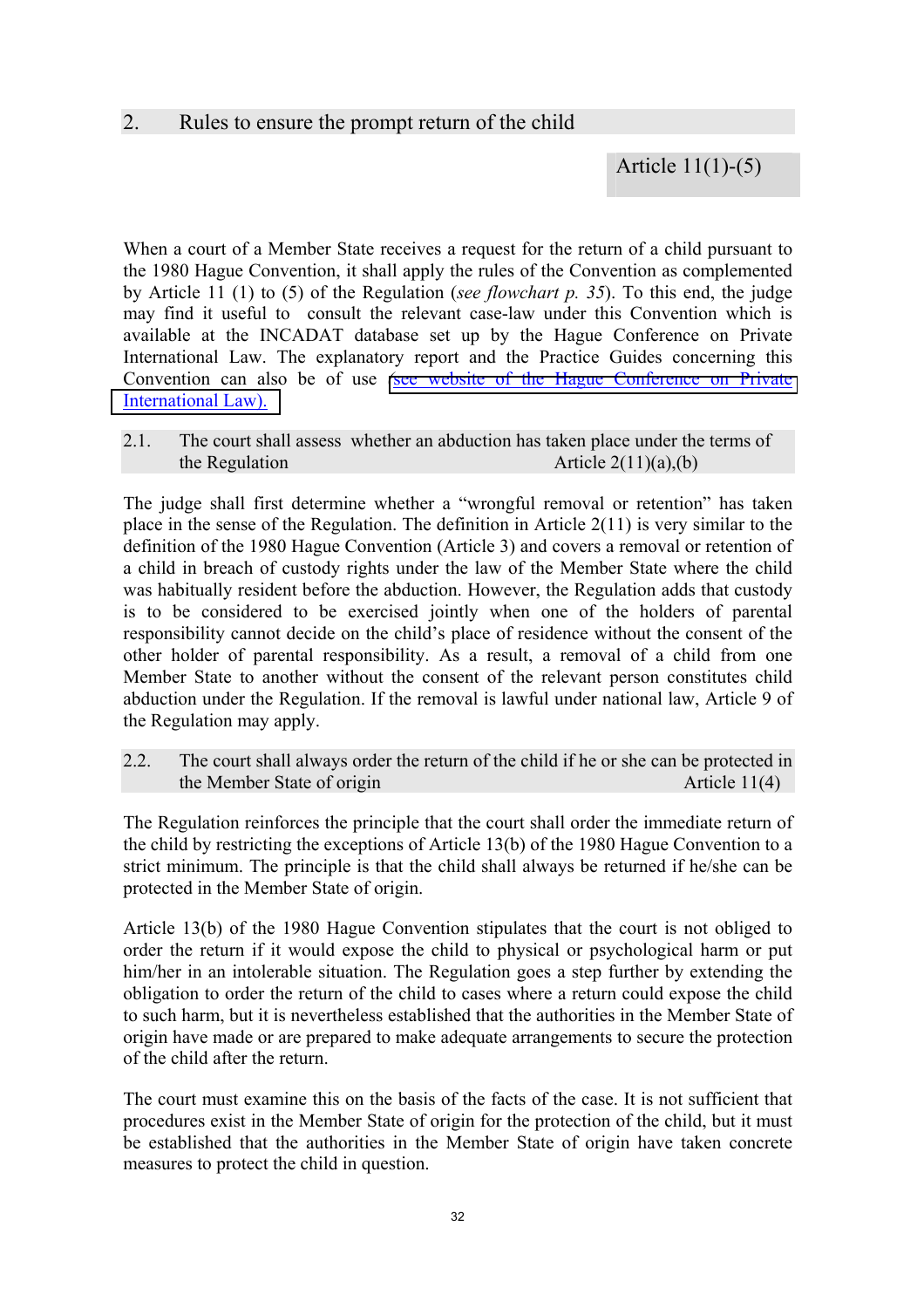## 2. Rules to ensure the prompt return of the child

Article 11(1)-(5)

When a court of a Member State receives a request for the return of a child pursuant to the 1980 Hague Convention, it shall apply the rules of the Convention as complemented by Article 11 (1) to (5) of the Regulation (*see flowchart p. 35*). To this end, the judge may find it useful to consult the relevant case-law under this Convention which is available at the INCADAT database set up by the Hague Conference on Private International Law. The explanatory report and the Practice Guides concerning this Convention can also be of use (see website of the Hague Conference on Private International Law).

### 2.1. The court shall assess whether an abduction has taken place under the terms of the Regulation

Article 2(11)(a),(b)

The judge shall first determine whether a "wrongful removal or retention" has taken place in the sense of the Regulation. The definition in Article 2(11) is very similar to the definition of the 1980 Hague Convention (Article 3) and covers a removal or retention of a child in breach of custody rights under the law of the Member State where the child was habitually resident before the abduction. However, the Regulation adds that custody is to be considered to be exercised jointly when one of the holders of parental responsibility cannot decide on the child's place of residence without the consent of the other holder of parental responsibility. As a result, a removal of a child from one Member State to another without the consent of the relevant person constitutes child abduction under the Regulation. If the removal is lawful under national law, Article 9 of the Regulation may apply.

### 2.2. The court shall always order the return of the child if he or she can be protected in the Member State of origin

Article 11(4)

The Regulation reinforces the principle that the court shall order the immediate return of the child by restricting the exceptions of Article 13(b) of the 1980 Hague Convention to a strict minimum. The principle is that the child shall always be returned if he/she can be protected in the Member State of origin.

Article 13(b) of the 1980 Hague Convention stipulates that the court is not obliged to order the return if it would expose the child to physical or psychological harm or put him/her in an intolerable situation. The Regulation goes a step further by extending the obligation to order the return of the child to cases where a return could expose the child to such harm, but it is nevertheless established that the authorities in the Member State of origin have made or are prepared to make adequate arrangements to secure the protection of the child after the return.

The court must examine this on the basis of the facts of the case. It is not sufficient that procedures exist in the Member State of origin for the protection of the child, but it must be established that the authorities in the Member State of origin have taken concrete measures to protect the child in question.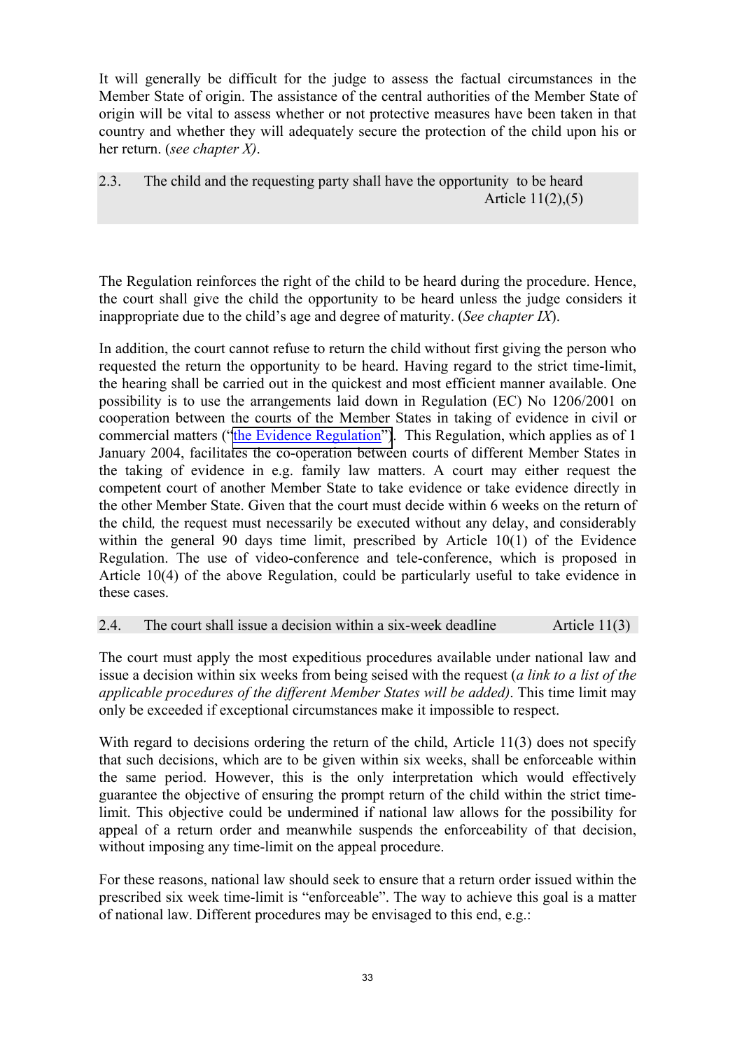It will generally be difficult for the judge to assess the factual circumstances in the Member State of origin. The assistance of the central authorities of the Member State of origin will be vital to assess whether or not protective measures have been taken in that country and whether they will adequately secure the protection of the child upon his or her return. (*see chapter X)*.

### 2.3. The child and the requesting party shall have the opportunity to be heard — Article 11(2),(5)

The Regulation reinforces the right of the child to be heard during the procedure. Hence, the court shall give the child the opportunity to be heard unless the judge considers it inappropriate due to the child's age and degree of maturity. (*See chapter IX*).

In addition, the court cannot refuse to return the child without first giving the person who requested the return the opportunity to be heard. Having regard to the strict time-limit, the hearing shall be carried out in the quickest and most efficient manner available. One possibility is to use the arrangements laid down in Regulation (EC) No 1206/2001 on cooperation between the courts of the Member States in taking of evidence in civil or commercial matters ("the Evidence Regulation"). This Regulation, which applies as of 1 January 2004, facilitates the co-operation between courts of different Member States in the taking of evidence in e.g. family law matters. A court may either request the competent court of another Member State to take evidence or take evidence directly in the other Member State. Given that the court must decide within 6 weeks on the return of the child*,* the request must necessarily be executed without any delay, and considerably within the general 90 days time limit, prescribed by Article 10(1) of the Evidence Regulation. The use of video-conference and tele-conference, which is proposed in Article 10(4) of the above Regulation, could be particularly useful to take evidence in these cases.

### 2.4. The court shall issue a decision within a six-week deadline — Article 11(3)

The court must apply the most expeditious procedures available under national law and issue a decision within six weeks from being seised with the request (*a link to a list of the applicable procedures of the different Member States will be added)*. This time limit may only be exceeded if exceptional circumstances make it impossible to respect.

With regard to decisions ordering the return of the child, Article 11(3) does not specify that such decisions, which are to be given within six weeks, shall be enforceable within the same period. However, this is the only interpretation which would effectively guarantee the objective of ensuring the prompt return of the child within the strict time-limit. This objective could be undermined if national law allows for the possibility for appeal of a return order and meanwhile suspends the enforceability of that decision, without imposing any time-limit on the appeal procedure.

For these reasons, national law should seek to ensure that a return order issued within the prescribed six week time-limit is "enforceable". The way to achieve this goal is a matter of national law. Different procedures may be envisaged to this end, e.g.: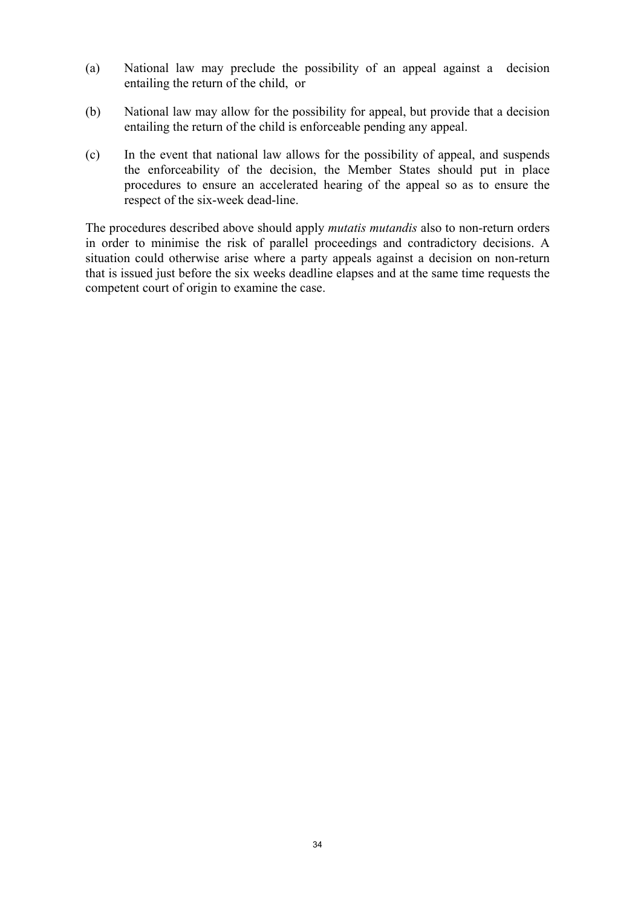(a) National law may preclude the possibility of an appeal against a decision entailing the return of the child, or

(b) National law may allow for the possibility for appeal, but provide that a decision entailing the return of the child is enforceable pending any appeal.

(c) In the event that national law allows for the possibility of appeal, and suspends the enforceability of the decision, the Member States should put in place procedures to ensure an accelerated hearing of the appeal so as to ensure the respect of the six-week dead-line.

The procedures described above should apply *mutatis mutandis* also to non-return orders in order to minimise the risk of parallel proceedings and contradictory decisions. A situation could otherwise arise where a party appeals against a decision on non-return that is issued just before the six weeks deadline elapses and at the same time requests the competent court of origin to examine the case.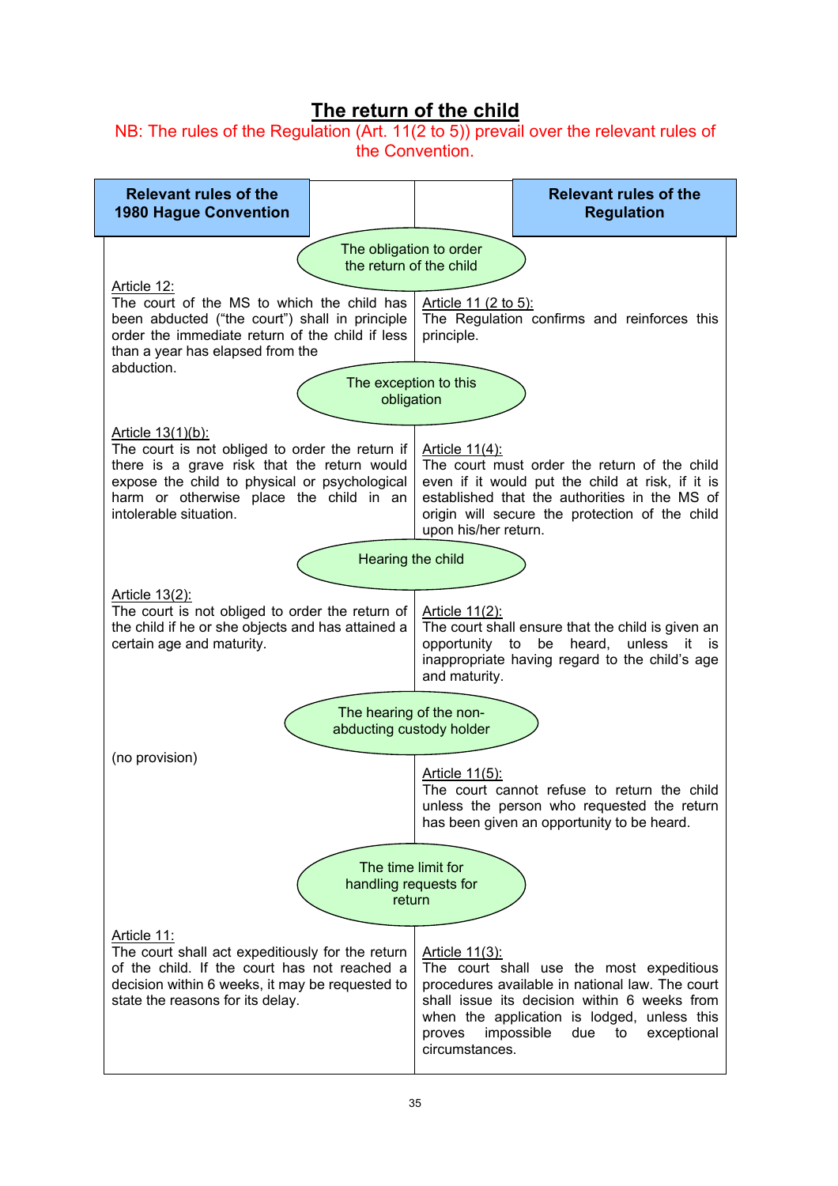# The return of the child

NB: The rules of the Regulation (Art. 11(2 to 5)) prevail over the relevant rules of the Convention.

| Relevant rules of the 1980 Hague Convention | Relevant rules of the Regulation |
|---|---|
| **The obligation to order the return of the child** | |
| Article 12: The court of the MS to which the child has been abducted ("the court") shall in principle order the immediate return of the child if less than a year has elapsed from the abduction. | Article 11 (2 to 5): The Regulation confirms and reinforces this principle. |
| **The exception to this obligation** | |
| Article 13(1)(b): The court is not obliged to order the return if there is a grave risk that the return would expose the child to physical or psychological harm or otherwise place the child in an intolerable situation. | Article 11(4): The court must order the return of the child even if it would put the child at risk, if it is established that the authorities in the MS of origin will secure the protection of the child upon his/her return. |
| **Hearing the child** | |
| Article 13(2): The court is not obliged to order the return of the child if he or she objects and has attained a certain age and maturity. | Article 11(2): The court shall ensure that the child is given an opportunity to be heard, unless it is inappropriate having regard to the child's age and maturity. |
| **The hearing of the non-abducting custody holder** | |
| (no provision) | Article 11(5): The court cannot refuse to return the child unless the person who requested the return has been given an opportunity to be heard. |
| **The time limit for handling requests for return** | |
| Article 11: The court shall act expeditiously for the return of the child. If the court has not reached a decision within 6 weeks, it may be requested to state the reasons for its delay. | Article 11(3): The court shall use the most expeditious procedures available in national law. The court shall issue its decision within 6 weeks from when the application is lodged, unless this proves impossible due to exceptional circumstances. |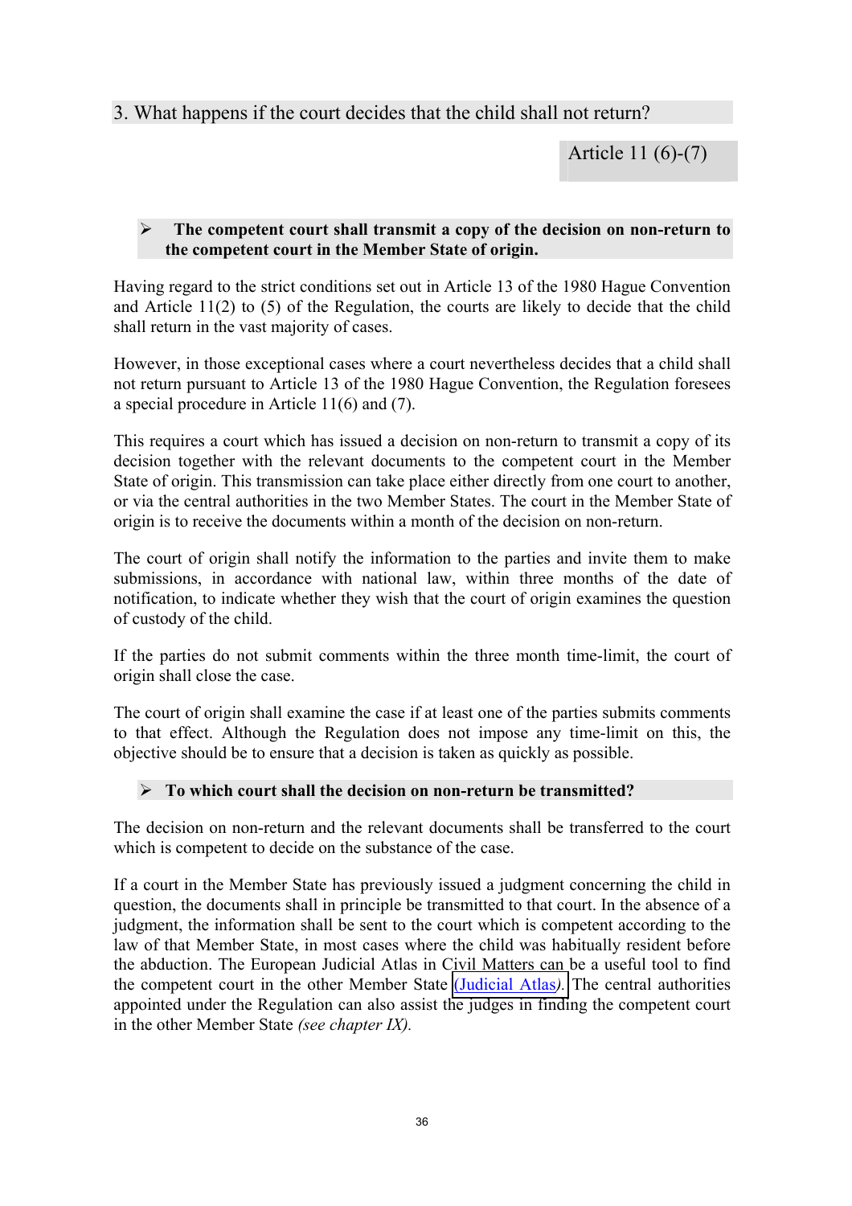## 3. What happens if the court decides that the child shall not return?

Article 11 (6)-(7)

- **The competent court shall transmit a copy of the decision on non-return to the competent court in the Member State of origin.**

Having regard to the strict conditions set out in Article 13 of the 1980 Hague Convention and Article 11(2) to (5) of the Regulation, the courts are likely to decide that the child shall return in the vast majority of cases.

However, in those exceptional cases where a court nevertheless decides that a child shall not return pursuant to Article 13 of the 1980 Hague Convention, the Regulation foresees a special procedure in Article 11(6) and (7).

This requires a court which has issued a decision on non-return to transmit a copy of its decision together with the relevant documents to the competent court in the Member State of origin. This transmission can take place either directly from one court to another, or via the central authorities in the two Member States. The court in the Member State of origin is to receive the documents within a month of the decision on non-return.

The court of origin shall notify the information to the parties and invite them to make submissions, in accordance with national law, within three months of the date of notification, to indicate whether they wish that the court of origin examines the question of custody of the child.

If the parties do not submit comments within the three month time-limit, the court of origin shall close the case.

The court of origin shall examine the case if at least one of the parties submits comments to that effect. Although the Regulation does not impose any time-limit on this, the objective should be to ensure that a decision is taken as quickly as possible.

- **To which court shall the decision on non-return be transmitted?**

The decision on non-return and the relevant documents shall be transferred to the court which is competent to decide on the substance of the case.

If a court in the Member State has previously issued a judgment concerning the child in question, the documents shall in principle be transmitted to that court. In the absence of a judgment, the information shall be sent to the court which is competent according to the law of that Member State, in most cases where the child was habitually resident before the abduction. The European Judicial Atlas in Civil Matters can be a useful tool to find the competent court in the other Member State (Judicial Atlas*)*. The central authorities appointed under the Regulation can also assist the judges in finding the competent court in the other Member State *(see chapter IX).*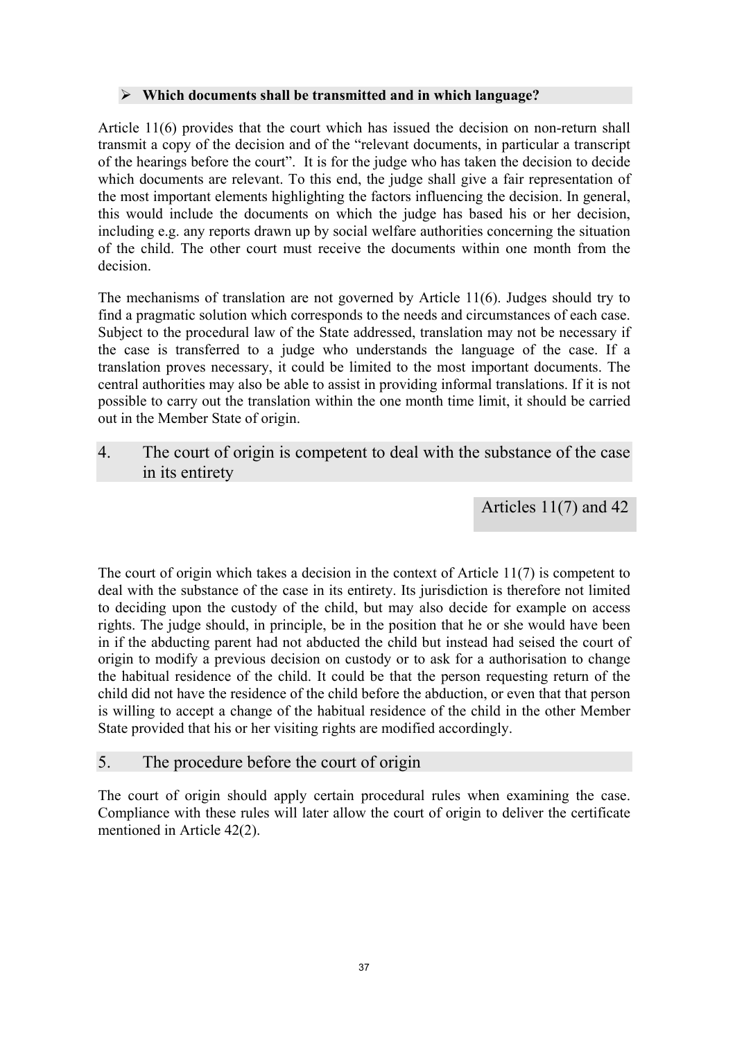- **Which documents shall be transmitted and in which language?**

Article 11(6) provides that the court which has issued the decision on non-return shall transmit a copy of the decision and of the "relevant documents, in particular a transcript of the hearings before the court". It is for the judge who has taken the decision to decide which documents are relevant. To this end, the judge shall give a fair representation of the most important elements highlighting the factors influencing the decision. In general, this would include the documents on which the judge has based his or her decision, including e.g. any reports drawn up by social welfare authorities concerning the situation of the child. The other court must receive the documents within one month from the decision.

The mechanisms of translation are not governed by Article 11(6). Judges should try to find a pragmatic solution which corresponds to the needs and circumstances of each case. Subject to the procedural law of the State addressed, translation may not be necessary if the case is transferred to a judge who understands the language of the case. If a translation proves necessary, it could be limited to the most important documents. The central authorities may also be able to assist in providing informal translations. If it is not possible to carry out the translation within the one month time limit, it should be carried out in the Member State of origin.

## 4. The court of origin is competent to deal with the substance of the case in its entirety

Articles 11(7) and 42

The court of origin which takes a decision in the context of Article 11(7) is competent to deal with the substance of the case in its entirety. Its jurisdiction is therefore not limited to deciding upon the custody of the child, but may also decide for example on access rights. The judge should, in principle, be in the position that he or she would have been in if the abducting parent had not abducted the child but instead had seised the court of origin to modify a previous decision on custody or to ask for a authorisation to change the habitual residence of the child. It could be that the person requesting return of the child did not have the residence of the child before the abduction, or even that that person is willing to accept a change of the habitual residence of the child in the other Member State provided that his or her visiting rights are modified accordingly.

## 5. The procedure before the court of origin

The court of origin should apply certain procedural rules when examining the case. Compliance with these rules will later allow the court of origin to deliver the certificate mentioned in Article 42(2).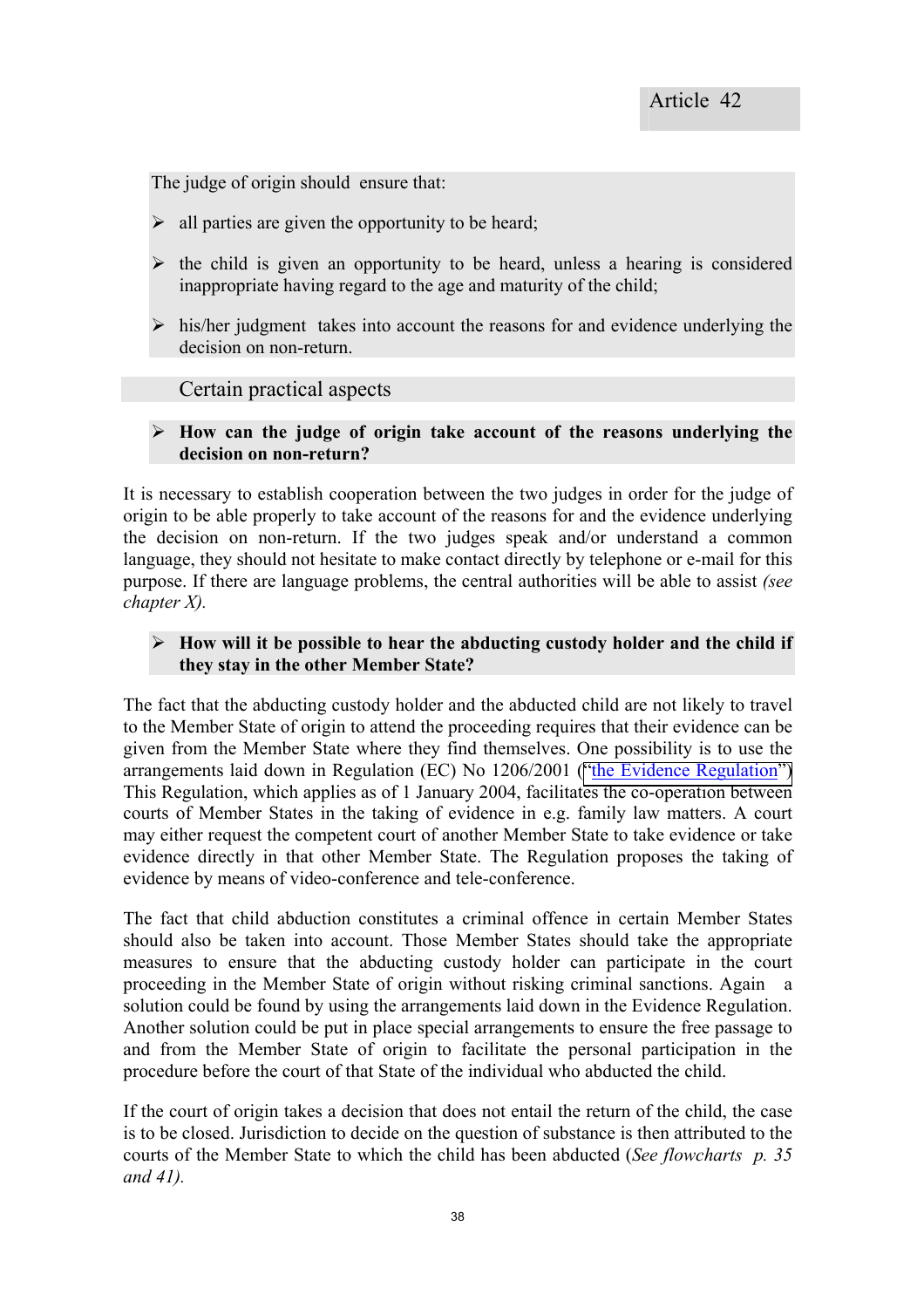Article 42

The judge of origin should ensure that:

- all parties are given the opportunity to be heard;
- the child is given an opportunity to be heard, unless a hearing is considered inappropriate having regard to the age and maturity of the child;
- his/her judgment takes into account the reasons for and evidence underlying the decision on non-return.

## Certain practical aspects

- **How can the judge of origin take account of the reasons underlying the decision on non-return?**

It is necessary to establish cooperation between the two judges in order for the judge of origin to be able properly to take account of the reasons for and the evidence underlying the decision on non-return. If the two judges speak and/or understand a common language, they should not hesitate to make contact directly by telephone or e-mail for this purpose. If there are language problems, the central authorities will be able to assist *(see chapter X).*

- **How will it be possible to hear the abducting custody holder and the child if they stay in the other Member State?**

The fact that the abducting custody holder and the abducted child are not likely to travel to the Member State of origin to attend the proceeding requires that their evidence can be given from the Member State where they find themselves. One possibility is to use the arrangements laid down in Regulation (EC) No 1206/2001 ("the Evidence Regulation") This Regulation, which applies as of 1 January 2004, facilitates the co-operation between courts of Member States in the taking of evidence in e.g. family law matters. A court may either request the competent court of another Member State to take evidence or take evidence directly in that other Member State. The Regulation proposes the taking of evidence by means of video-conference and tele-conference.

The fact that child abduction constitutes a criminal offence in certain Member States should also be taken into account. Those Member States should take the appropriate measures to ensure that the abducting custody holder can participate in the court proceeding in the Member State of origin without risking criminal sanctions. Again a solution could be found by using the arrangements laid down in the Evidence Regulation. Another solution could be put in place special arrangements to ensure the free passage to and from the Member State of origin to facilitate the personal participation in the procedure before the court of that State of the individual who abducted the child.

If the court of origin takes a decision that does not entail the return of the child, the case is to be closed. Jurisdiction to decide on the question of substance is then attributed to the courts of the Member State to which the child has been abducted (*See flowcharts p. 35 and 41).*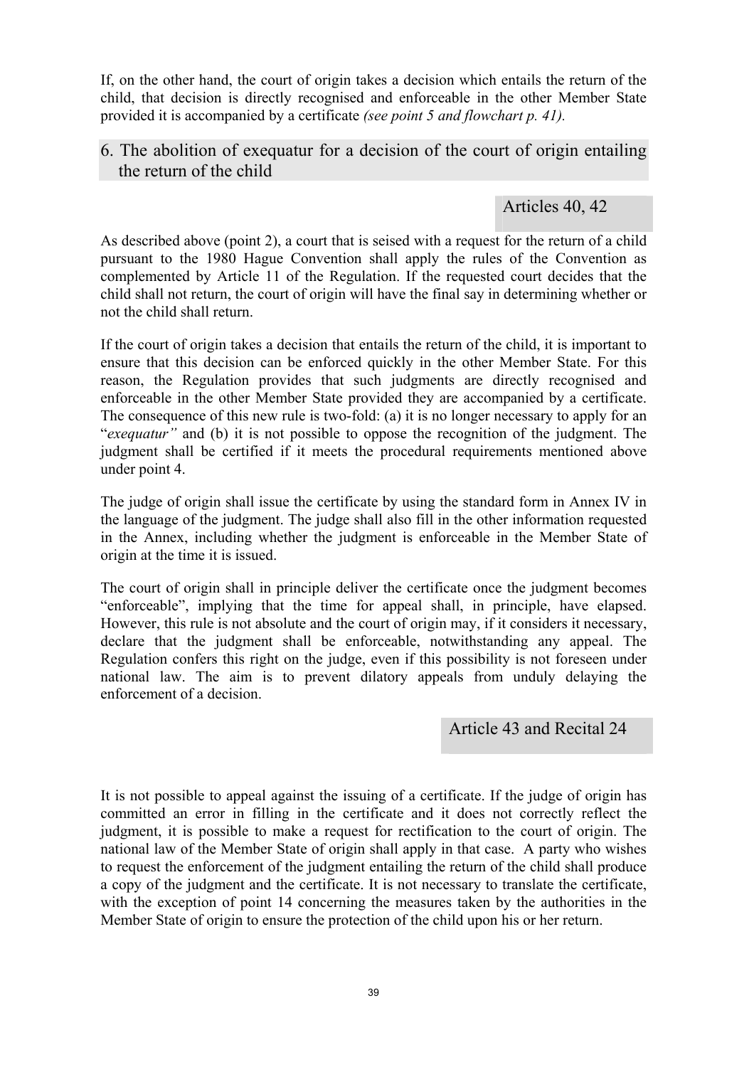If, on the other hand, the court of origin takes a decision which entails the return of the child, that decision is directly recognised and enforceable in the other Member State provided it is accompanied by a certificate *(see point 5 and flowchart p. 41).*

## 6. The abolition of exequatur for a decision of the court of origin entailing the return of the child

**Articles 40, 42**

As described above (point 2), a court that is seised with a request for the return of a child pursuant to the 1980 Hague Convention shall apply the rules of the Convention as complemented by Article 11 of the Regulation. If the requested court decides that the child shall not return, the court of origin will have the final say in determining whether or not the child shall return.

If the court of origin takes a decision that entails the return of the child, it is important to ensure that this decision can be enforced quickly in the other Member State. For this reason, the Regulation provides that such judgments are directly recognised and enforceable in the other Member State provided they are accompanied by a certificate. The consequence of this new rule is two-fold: (a) it is no longer necessary to apply for an "*exequatur"* and (b) it is not possible to oppose the recognition of the judgment. The judgment shall be certified if it meets the procedural requirements mentioned above under point 4.

The judge of origin shall issue the certificate by using the standard form in Annex IV in the language of the judgment. The judge shall also fill in the other information requested in the Annex, including whether the judgment is enforceable in the Member State of origin at the time it is issued.

The court of origin shall in principle deliver the certificate once the judgment becomes "enforceable", implying that the time for appeal shall, in principle, have elapsed. However, this rule is not absolute and the court of origin may, if it considers it necessary, declare that the judgment shall be enforceable, notwithstanding any appeal. The Regulation confers this right on the judge, even if this possibility is not foreseen under national law. The aim is to prevent dilatory appeals from unduly delaying the enforcement of a decision.

**Article 43 and Recital 24**

It is not possible to appeal against the issuing of a certificate. If the judge of origin has committed an error in filling in the certificate and it does not correctly reflect the judgment, it is possible to make a request for rectification to the court of origin. The national law of the Member State of origin shall apply in that case. A party who wishes to request the enforcement of the judgment entailing the return of the child shall produce a copy of the judgment and the certificate. It is not necessary to translate the certificate, with the exception of point 14 concerning the measures taken by the authorities in the Member State of origin to ensure the protection of the child upon his or her return.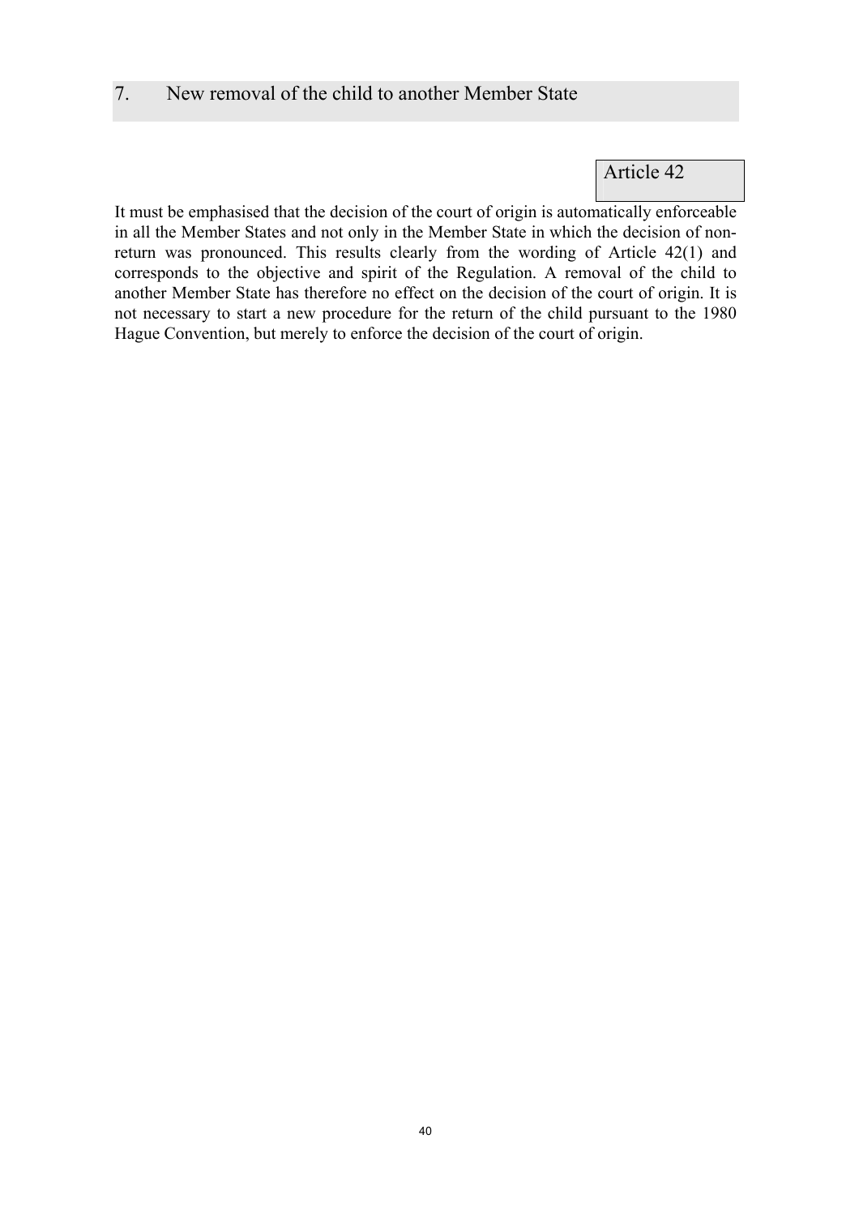## 7. New removal of the child to another Member State

Article 42

It must be emphasised that the decision of the court of origin is automatically enforceable in all the Member States and not only in the Member State in which the decision of non-return was pronounced. This results clearly from the wording of Article 42(1) and corresponds to the objective and spirit of the Regulation. A removal of the child to another Member State has therefore no effect on the decision of the court of origin. It is not necessary to start a new procedure for the return of the child pursuant to the 1980 Hague Convention, but merely to enforce the decision of the court of origin.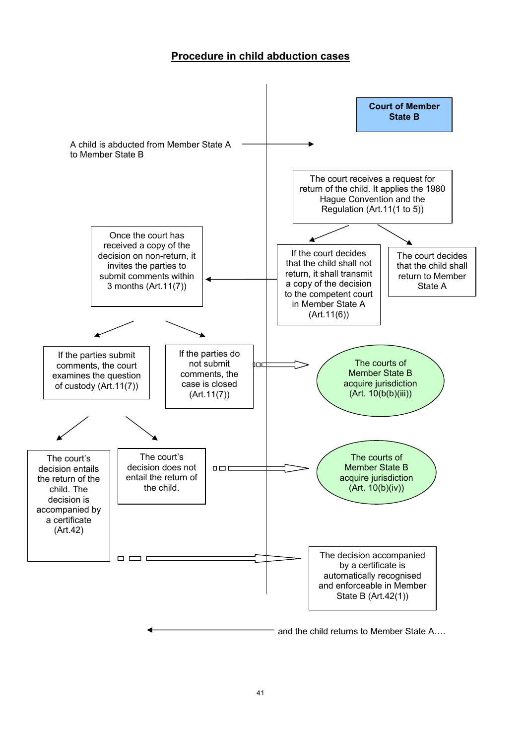# Procedure in child abduction cases

**Court of Member State B**

A child is abducted from Member State A to Member State B →

The court receives a request for return of the child. It applies the 1980 Hague Convention and the Regulation (Art.11(1 to 5))

- If the court decides that the child shall not return, it shall transmit a copy of the decision to the competent court in Member State A (Art.11(6))
- The court decides that the child shall return to Member State A

Once the court has received a copy of the decision on non-return, it invites the parties to submit comments within 3 months (Art.11(7))

- If the parties submit comments, the court examines the question of custody (Art.11(7))
  - The court's decision entails the return of the child. The decision is accompanied by a certificate (Art.42) → The decision accompanied by a certificate is automatically recognised and enforceable in Member State B (Art.42(1))
  - The court's decision does not entail the return of the child. → The courts of Member State B acquire jurisdiction (Art. 10(b)(iv))
- If the parties do not submit comments, the case is closed (Art.11(7)) → The courts of Member State B acquire jurisdiction (Art. 10(b(b)(iii))

← and the child returns to Member State A….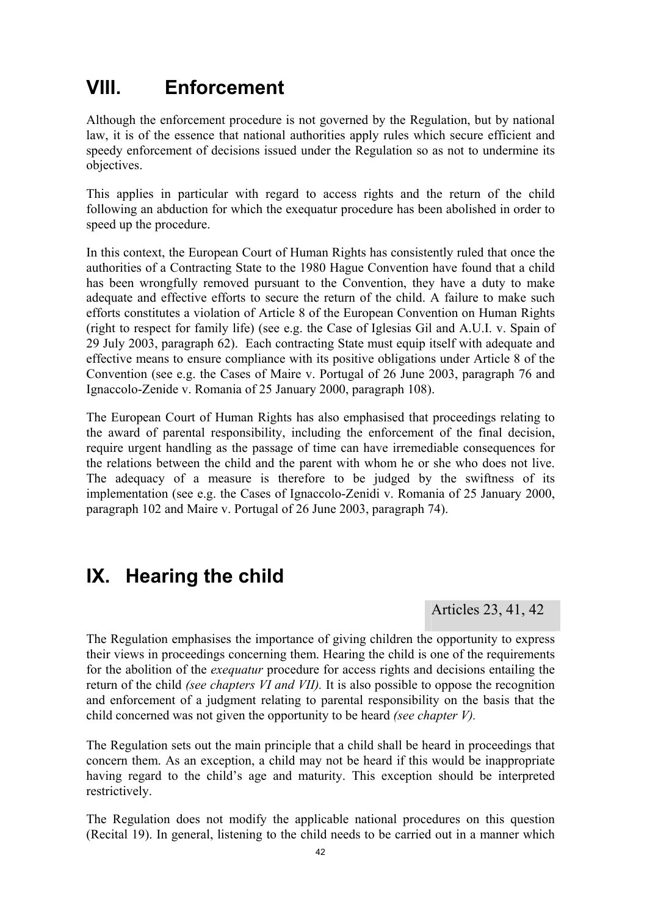# VIII. Enforcement

Although the enforcement procedure is not governed by the Regulation, but by national law, it is of the essence that national authorities apply rules which secure efficient and speedy enforcement of decisions issued under the Regulation so as not to undermine its objectives.

This applies in particular with regard to access rights and the return of the child following an abduction for which the exequatur procedure has been abolished in order to speed up the procedure.

In this context, the European Court of Human Rights has consistently ruled that once the authorities of a Contracting State to the 1980 Hague Convention have found that a child has been wrongfully removed pursuant to the Convention, they have a duty to make adequate and effective efforts to secure the return of the child. A failure to make such efforts constitutes a violation of Article 8 of the European Convention on Human Rights (right to respect for family life) (see e.g. the Case of Iglesias Gil and A.U.I. v. Spain of 29 July 2003, paragraph 62). Each contracting State must equip itself with adequate and effective means to ensure compliance with its positive obligations under Article 8 of the Convention (see e.g. the Cases of Maire v. Portugal of 26 June 2003, paragraph 76 and Ignaccolo-Zenide v. Romania of 25 January 2000, paragraph 108).

The European Court of Human Rights has also emphasised that proceedings relating to the award of parental responsibility, including the enforcement of the final decision, require urgent handling as the passage of time can have irremediable consequences for the relations between the child and the parent with whom he or she who does not live. The adequacy of a measure is therefore to be judged by the swiftness of its implementation (see e.g. the Cases of Ignaccolo-Zenidi v. Romania of 25 January 2000, paragraph 102 and Maire v. Portugal of 26 June 2003, paragraph 74).

# IX. Hearing the child

Articles 23, 41, 42

The Regulation emphasises the importance of giving children the opportunity to express their views in proceedings concerning them. Hearing the child is one of the requirements for the abolition of the *exequatur* procedure for access rights and decisions entailing the return of the child *(see chapters VI and VII).* It is also possible to oppose the recognition and enforcement of a judgment relating to parental responsibility on the basis that the child concerned was not given the opportunity to be heard *(see chapter V).*

The Regulation sets out the main principle that a child shall be heard in proceedings that concern them. As an exception, a child may not be heard if this would be inappropriate having regard to the child's age and maturity. This exception should be interpreted restrictively.

The Regulation does not modify the applicable national procedures on this question (Recital 19). In general, listening to the child needs to be carried out in a manner which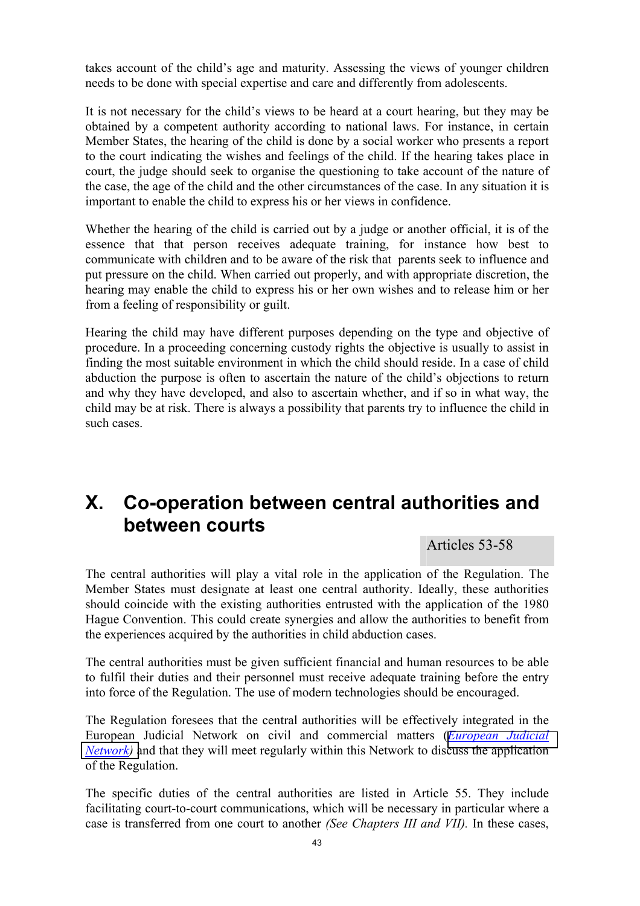takes account of the child's age and maturity. Assessing the views of younger children needs to be done with special expertise and care and differently from adolescents.

It is not necessary for the child's views to be heard at a court hearing, but they may be obtained by a competent authority according to national laws. For instance, in certain Member States, the hearing of the child is done by a social worker who presents a report to the court indicating the wishes and feelings of the child. If the hearing takes place in court, the judge should seek to organise the questioning to take account of the nature of the case, the age of the child and the other circumstances of the case. In any situation it is important to enable the child to express his or her views in confidence.

Whether the hearing of the child is carried out by a judge or another official, it is of the essence that that person receives adequate training, for instance how best to communicate with children and to be aware of the risk that parents seek to influence and put pressure on the child. When carried out properly, and with appropriate discretion, the hearing may enable the child to express his or her own wishes and to release him or her from a feeling of responsibility or guilt.

Hearing the child may have different purposes depending on the type and objective of procedure. In a proceeding concerning custody rights the objective is usually to assist in finding the most suitable environment in which the child should reside. In a case of child abduction the purpose is often to ascertain the nature of the child's objections to return and why they have developed, and also to ascertain whether, and if so in what way, the child may be at risk. There is always a possibility that parents try to influence the child in such cases.

# X. Co-operation between central authorities and between courts

Articles 53-58

The central authorities will play a vital role in the application of the Regulation. The Member States must designate at least one central authority. Ideally, these authorities should coincide with the existing authorities entrusted with the application of the 1980 Hague Convention. This could create synergies and allow the authorities to benefit from the experiences acquired by the authorities in child abduction cases.

The central authorities must be given sufficient financial and human resources to be able to fulfil their duties and their personnel must receive adequate training before the entry into force of the Regulation. The use of modern technologies should be encouraged.

The Regulation foresees that the central authorities will be effectively integrated in the European Judicial Network on civil and commercial matters (*European Judicial Network)* and that they will meet regularly within this Network to discuss the application of the Regulation.

The specific duties of the central authorities are listed in Article 55. They include facilitating court-to-court communications, which will be necessary in particular where a case is transferred from one court to another *(See Chapters III and VII).* In these cases,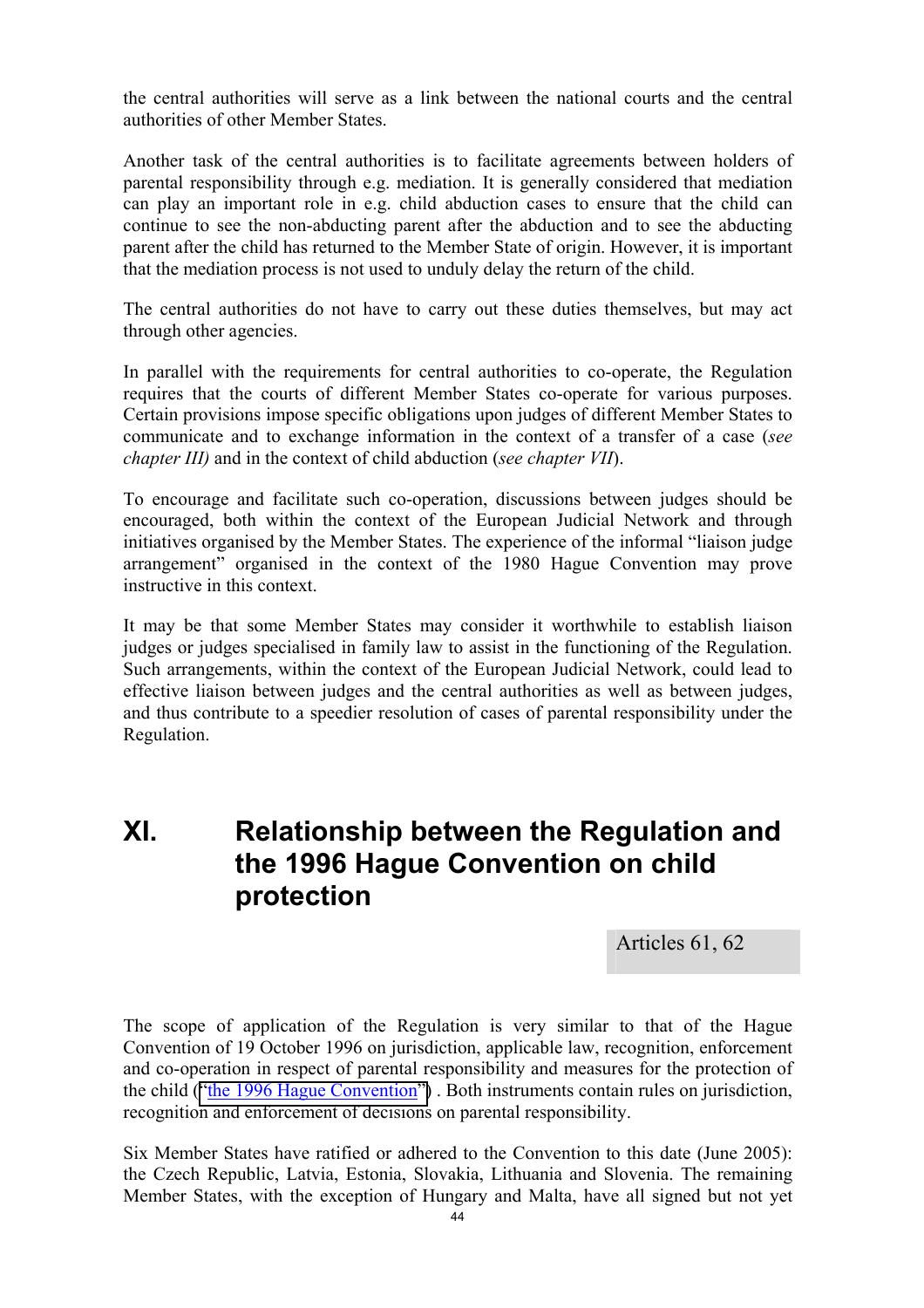the central authorities will serve as a link between the national courts and the central authorities of other Member States.

Another task of the central authorities is to facilitate agreements between holders of parental responsibility through e.g. mediation. It is generally considered that mediation can play an important role in e.g. child abduction cases to ensure that the child can continue to see the non-abducting parent after the abduction and to see the abducting parent after the child has returned to the Member State of origin. However, it is important that the mediation process is not used to unduly delay the return of the child.

The central authorities do not have to carry out these duties themselves, but may act through other agencies.

In parallel with the requirements for central authorities to co-operate, the Regulation requires that the courts of different Member States co-operate for various purposes. Certain provisions impose specific obligations upon judges of different Member States to communicate and to exchange information in the context of a transfer of a case (*see chapter III)* and in the context of child abduction (*see chapter VII*).

To encourage and facilitate such co-operation, discussions between judges should be encouraged, both within the context of the European Judicial Network and through initiatives organised by the Member States. The experience of the informal "liaison judge arrangement" organised in the context of the 1980 Hague Convention may prove instructive in this context.

It may be that some Member States may consider it worthwhile to establish liaison judges or judges specialised in family law to assist in the functioning of the Regulation. Such arrangements, within the context of the European Judicial Network, could lead to effective liaison between judges and the central authorities as well as between judges, and thus contribute to a speedier resolution of cases of parental responsibility under the Regulation.

# XI. Relationship between the Regulation and the 1996 Hague Convention on child protection

Articles 61, 62

The scope of application of the Regulation is very similar to that of the Hague Convention of 19 October 1996 on jurisdiction, applicable law, recognition, enforcement and co-operation in respect of parental responsibility and measures for the protection of the child ("the 1996 Hague Convention") . Both instruments contain rules on jurisdiction, recognition and enforcement of decisions on parental responsibility.

Six Member States have ratified or adhered to the Convention to this date (June 2005): the Czech Republic, Latvia, Estonia, Slovakia, Lithuania and Slovenia. The remaining Member States, with the exception of Hungary and Malta, have all signed but not yet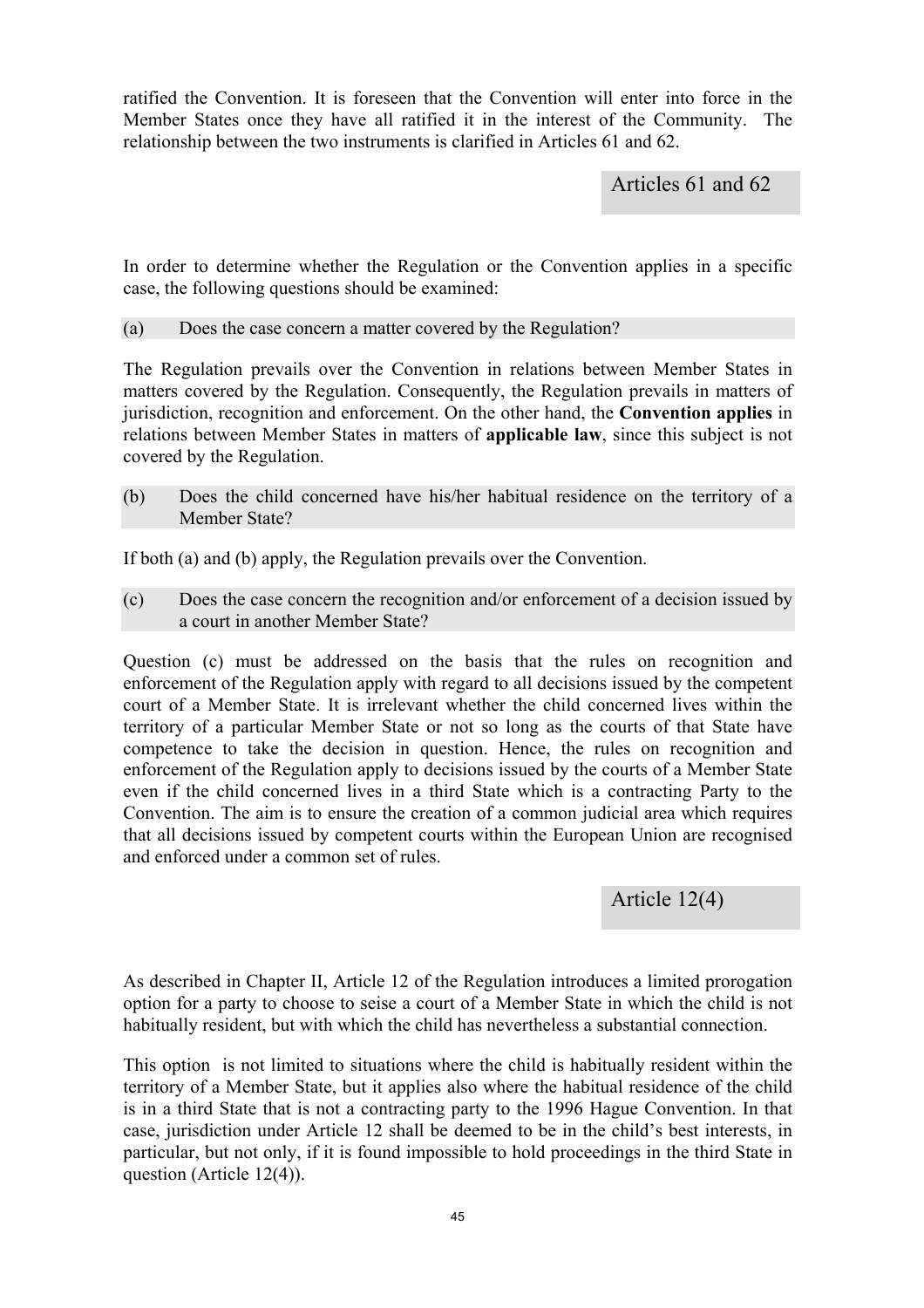ratified the Convention. It is foreseen that the Convention will enter into force in the Member States once they have all ratified it in the interest of the Community. The relationship between the two instruments is clarified in Articles 61 and 62.

**Articles 61 and 62**

In order to determine whether the Regulation or the Convention applies in a specific case, the following questions should be examined:

(a) Does the case concern a matter covered by the Regulation?

The Regulation prevails over the Convention in relations between Member States in matters covered by the Regulation. Consequently, the Regulation prevails in matters of jurisdiction, recognition and enforcement. On the other hand, the **Convention applies** in relations between Member States in matters of **applicable law**, since this subject is not covered by the Regulation.

(b) Does the child concerned have his/her habitual residence on the territory of a Member State?

If both (a) and (b) apply, the Regulation prevails over the Convention.

(c) Does the case concern the recognition and/or enforcement of a decision issued by a court in another Member State?

Question (c) must be addressed on the basis that the rules on recognition and enforcement of the Regulation apply with regard to all decisions issued by the competent court of a Member State. It is irrelevant whether the child concerned lives within the territory of a particular Member State or not so long as the courts of that State have competence to take the decision in question. Hence, the rules on recognition and enforcement of the Regulation apply to decisions issued by the courts of a Member State even if the child concerned lives in a third State which is a contracting Party to the Convention. The aim is to ensure the creation of a common judicial area which requires that all decisions issued by competent courts within the European Union are recognised and enforced under a common set of rules.

**Article 12(4)**

As described in Chapter II, Article 12 of the Regulation introduces a limited prorogation option for a party to choose to seise a court of a Member State in which the child is not habitually resident, but with which the child has nevertheless a substantial connection.

This option is not limited to situations where the child is habitually resident within the territory of a Member State, but it applies also where the habitual residence of the child is in a third State that is not a contracting party to the 1996 Hague Convention. In that case, jurisdiction under Article 12 shall be deemed to be in the child's best interests, in particular, but not only, if it is found impossible to hold proceedings in the third State in question (Article 12(4)).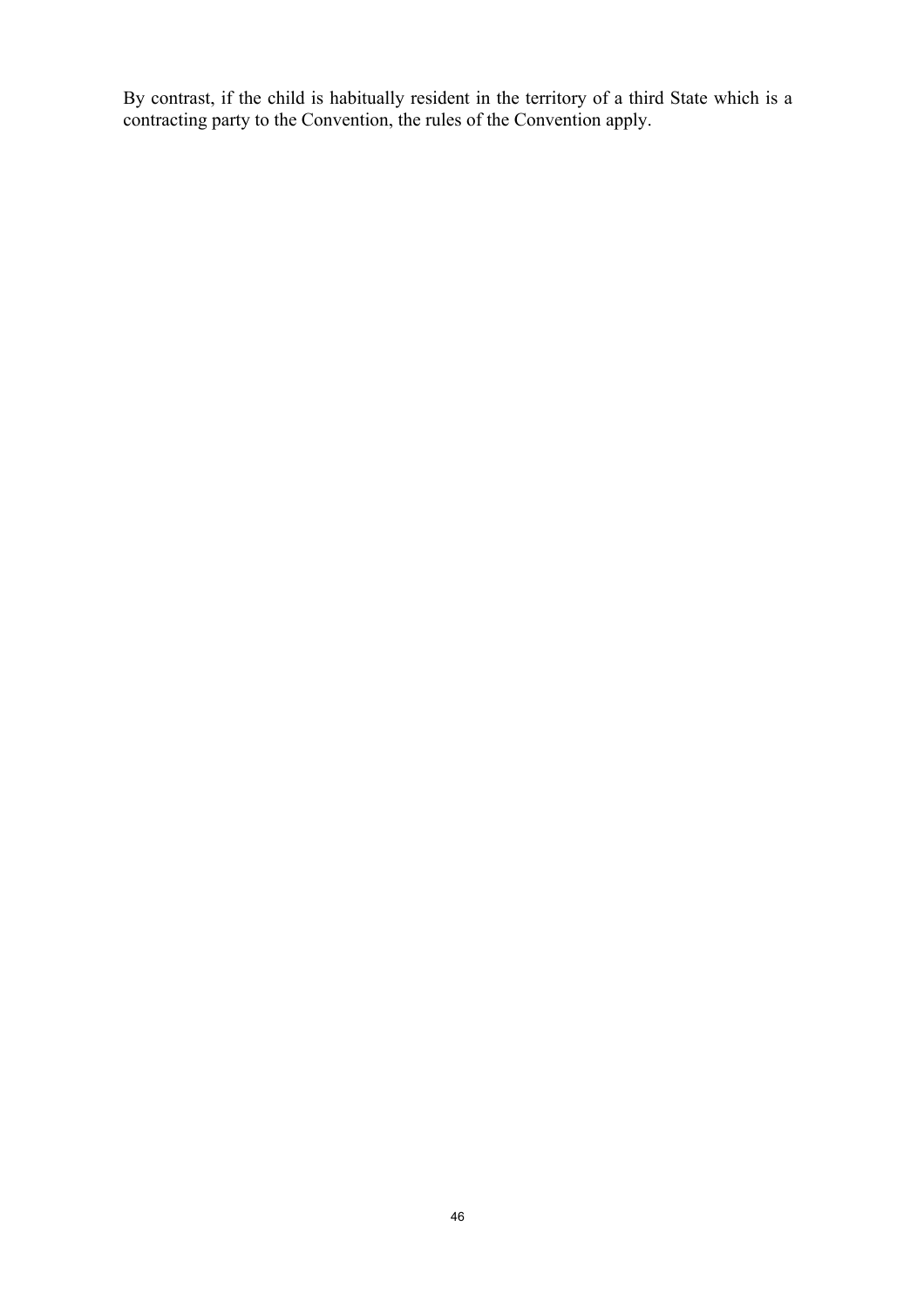By contrast, if the child is habitually resident in the territory of a third State which is a contracting party to the Convention, the rules of the Convention apply.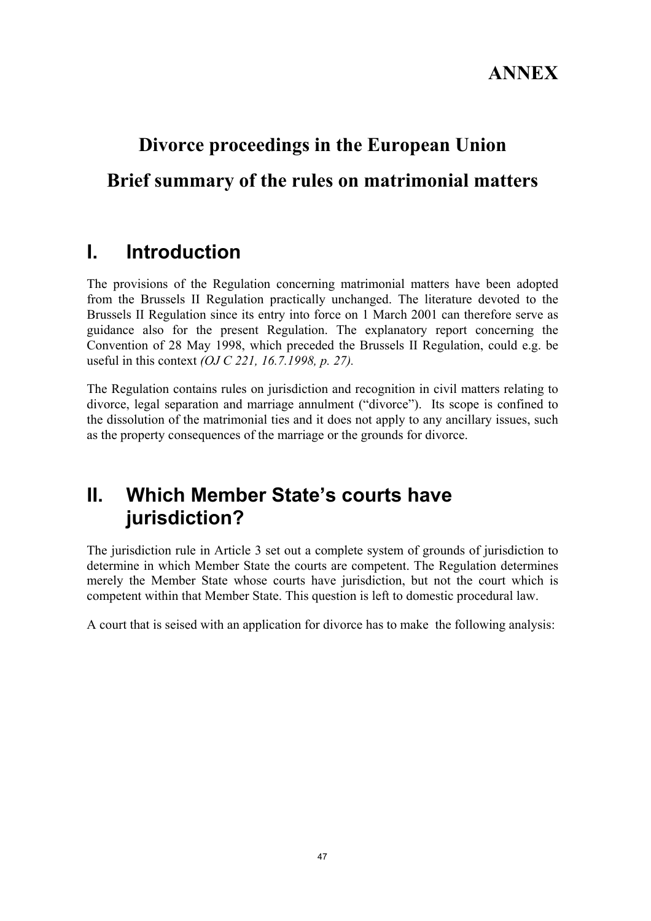# ANNEX

# Divorce proceedings in the European Union

# Brief summary of the rules on matrimonial matters

## I. Introduction

The provisions of the Regulation concerning matrimonial matters have been adopted from the Brussels II Regulation practically unchanged. The literature devoted to the Brussels II Regulation since its entry into force on 1 March 2001 can therefore serve as guidance also for the present Regulation. The explanatory report concerning the Convention of 28 May 1998, which preceded the Brussels II Regulation, could e.g. be useful in this context *(OJ C 221, 16.7.1998, p. 27).*

The Regulation contains rules on jurisdiction and recognition in civil matters relating to divorce, legal separation and marriage annulment ("divorce"). Its scope is confined to the dissolution of the matrimonial ties and it does not apply to any ancillary issues, such as the property consequences of the marriage or the grounds for divorce.

## II. Which Member State's courts have jurisdiction?

The jurisdiction rule in Article 3 set out a complete system of grounds of jurisdiction to determine in which Member State the courts are competent. The Regulation determines merely the Member State whose courts have jurisdiction, but not the court which is competent within that Member State. This question is left to domestic procedural law.

A court that is seised with an application for divorce has to make the following analysis: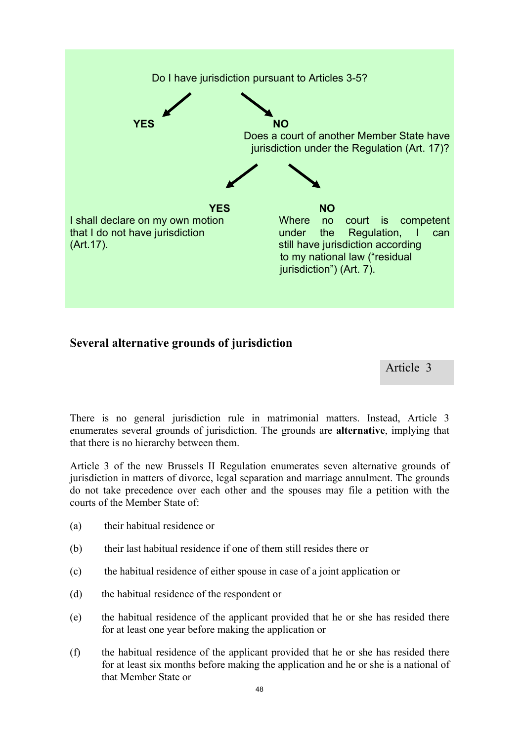Do I have jurisdiction pursuant to Articles 3-5?

**YES**

**NO**
Does a court of another Member State have jurisdiction under the Regulation (Art. 17)?

**YES**
I shall declare on my own motion that I do not have jurisdiction (Art.17).

**NO**
Where no court is competent under the Regulation, I can still have jurisdiction according to my national law ("residual jurisdiction") (Art. 7).

## Several alternative grounds of jurisdiction

Article 3

There is no general jurisdiction rule in matrimonial matters. Instead, Article 3 enumerates several grounds of jurisdiction. The grounds are **alternative**, implying that that there is no hierarchy between them.

Article 3 of the new Brussels II Regulation enumerates seven alternative grounds of jurisdiction in matters of divorce, legal separation and marriage annulment. The grounds do not take precedence over each other and the spouses may file a petition with the courts of the Member State of:

(a) their habitual residence or

(b) their last habitual residence if one of them still resides there or

(c) the habitual residence of either spouse in case of a joint application or

(d) the habitual residence of the respondent or

(e) the habitual residence of the applicant provided that he or she has resided there for at least one year before making the application or

(f) the habitual residence of the applicant provided that he or she has resided there for at least six months before making the application and he or she is a national of that Member State or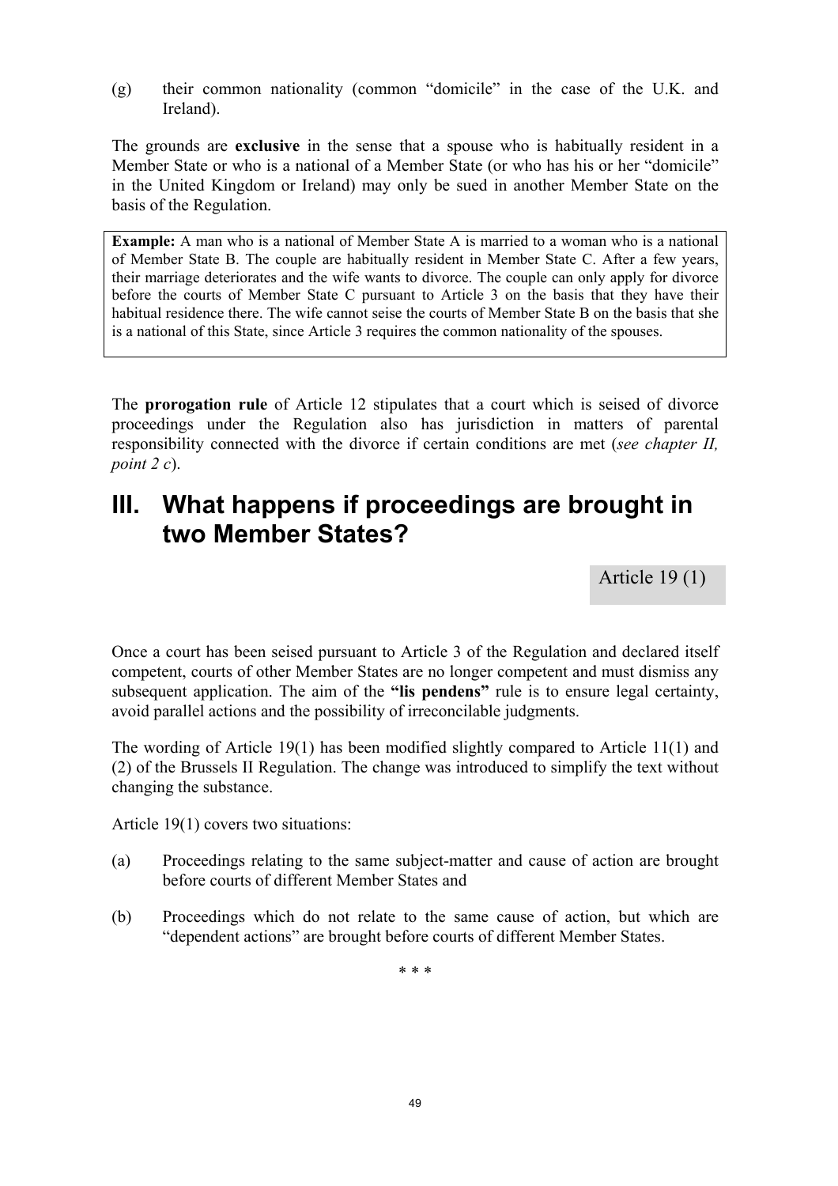(g) their common nationality (common “domicile” in the case of the U.K. and Ireland).

The grounds are **exclusive** in the sense that a spouse who is habitually resident in a Member State or who is a national of a Member State (or who has his or her “domicile” in the United Kingdom or Ireland) may only be sued in another Member State on the basis of the Regulation.

> **Example:** A man who is a national of Member State A is married to a woman who is a national of Member State B. The couple are habitually resident in Member State C. After a few years, their marriage deteriorates and the wife wants to divorce. The couple can only apply for divorce before the courts of Member State C pursuant to Article 3 on the basis that they have their habitual residence there. The wife cannot seise the courts of Member State B on the basis that she is a national of this State, since Article 3 requires the common nationality of the spouses.

The **prorogation rule** of Article 12 stipulates that a court which is seised of divorce proceedings under the Regulation also has jurisdiction in matters of parental responsibility connected with the divorce if certain conditions are met (*see chapter II, point 2 c*).

# III. What happens if proceedings are brought in two Member States?

Article 19 (1)

Once a court has been seised pursuant to Article 3 of the Regulation and declared itself competent, courts of other Member States are no longer competent and must dismiss any subsequent application. The aim of the **“lis pendens”** rule is to ensure legal certainty, avoid parallel actions and the possibility of irreconcilable judgments.

The wording of Article 19(1) has been modified slightly compared to Article 11(1) and (2) of the Brussels II Regulation. The change was introduced to simplify the text without changing the substance.

Article 19(1) covers two situations:

(a) Proceedings relating to the same subject-matter and cause of action are brought before courts of different Member States and

(b) Proceedings which do not relate to the same cause of action, but which are “dependent actions” are brought before courts of different Member States.

\* \* \*